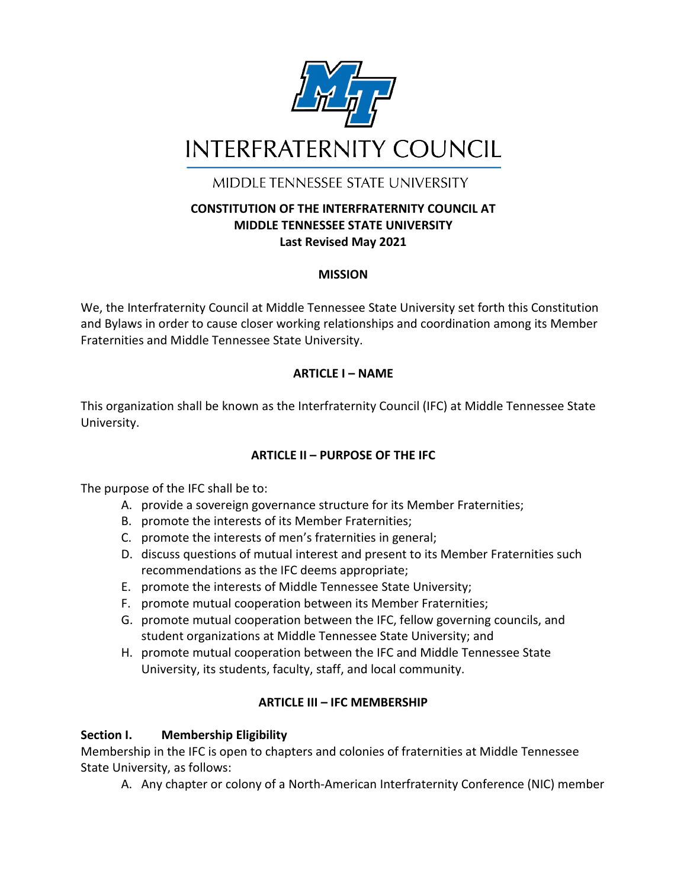# INTERFRATERNITY COUNCIL

MIDDLE TENNESSEE STATE UNIVERSITY

**CONSTITUTION OF THE INTERFRATERNITY COUNCIL AT MIDDLE TENNESSEE STATE UNIVERSITY**
**Last Revised May 2021**

## MISSION

We, the Interfraternity Council at Middle Tennessee State University set forth this Constitution and Bylaws in order to cause closer working relationships and coordination among its Member Fraternities and Middle Tennessee State University.

## ARTICLE I – NAME

This organization shall be known as the Interfraternity Council (IFC) at Middle Tennessee State University.

## ARTICLE II – PURPOSE OF THE IFC

The purpose of the IFC shall be to:

A. provide a sovereign governance structure for its Member Fraternities;
B. promote the interests of its Member Fraternities;
C. promote the interests of men's fraternities in general;
D. discuss questions of mutual interest and present to its Member Fraternities such recommendations as the IFC deems appropriate;
E. promote the interests of Middle Tennessee State University;
F. promote mutual cooperation between its Member Fraternities;
G. promote mutual cooperation between the IFC, fellow governing councils, and student organizations at Middle Tennessee State University; and
H. promote mutual cooperation between the IFC and Middle Tennessee State University, its students, faculty, staff, and local community.

## ARTICLE III – IFC MEMBERSHIP

### Section I. Membership Eligibility

Membership in the IFC is open to chapters and colonies of fraternities at Middle Tennessee State University, as follows:

A. Any chapter or colony of a North-American Interfraternity Conference (NIC) member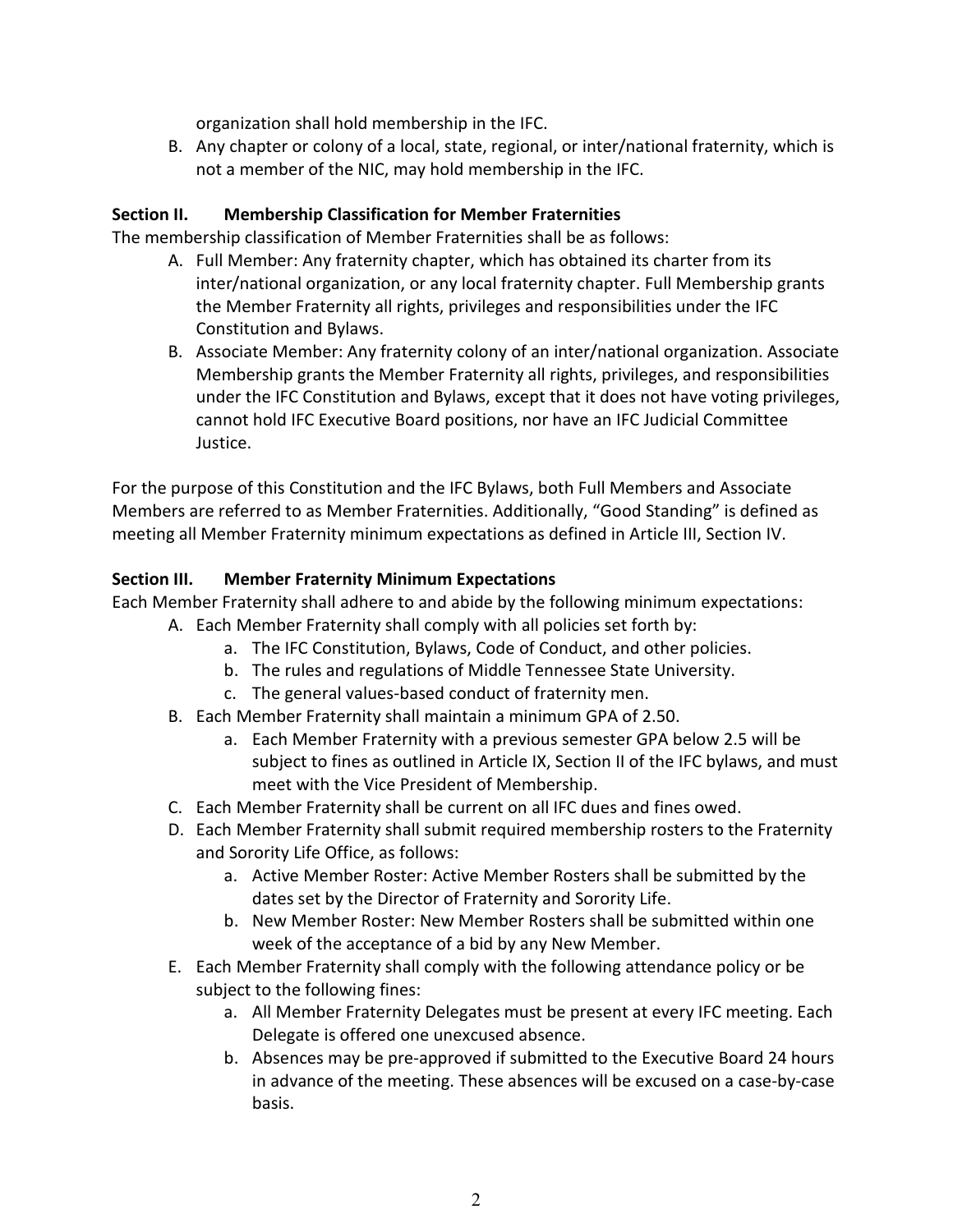organization shall hold membership in the IFC.

B. Any chapter or colony of a local, state, regional, or inter/national fraternity, which is not a member of the NIC, may hold membership in the IFC.

**Section II. Membership Classification for Member Fraternities**

The membership classification of Member Fraternities shall be as follows:

A. Full Member: Any fraternity chapter, which has obtained its charter from its inter/national organization, or any local fraternity chapter. Full Membership grants the Member Fraternity all rights, privileges and responsibilities under the IFC Constitution and Bylaws.

B. Associate Member: Any fraternity colony of an inter/national organization. Associate Membership grants the Member Fraternity all rights, privileges, and responsibilities under the IFC Constitution and Bylaws, except that it does not have voting privileges, cannot hold IFC Executive Board positions, nor have an IFC Judicial Committee Justice.

For the purpose of this Constitution and the IFC Bylaws, both Full Members and Associate Members are referred to as Member Fraternities. Additionally, "Good Standing" is defined as meeting all Member Fraternity minimum expectations as defined in Article III, Section IV.

**Section III. Member Fraternity Minimum Expectations**

Each Member Fraternity shall adhere to and abide by the following minimum expectations:

A. Each Member Fraternity shall comply with all policies set forth by:
   a. The IFC Constitution, Bylaws, Code of Conduct, and other policies.
   b. The rules and regulations of Middle Tennessee State University.
   c. The general values-based conduct of fraternity men.

B. Each Member Fraternity shall maintain a minimum GPA of 2.50.
   a. Each Member Fraternity with a previous semester GPA below 2.5 will be subject to fines as outlined in Article IX, Section II of the IFC bylaws, and must meet with the Vice President of Membership.

C. Each Member Fraternity shall be current on all IFC dues and fines owed.

D. Each Member Fraternity shall submit required membership rosters to the Fraternity and Sorority Life Office, as follows:
   a. Active Member Roster: Active Member Rosters shall be submitted by the dates set by the Director of Fraternity and Sorority Life.
   b. New Member Roster: New Member Rosters shall be submitted within one week of the acceptance of a bid by any New Member.

E. Each Member Fraternity shall comply with the following attendance policy or be subject to the following fines:
   a. All Member Fraternity Delegates must be present at every IFC meeting. Each Delegate is offered one unexcused absence.
   b. Absences may be pre-approved if submitted to the Executive Board 24 hours in advance of the meeting. These absences will be excused on a case-by-case basis.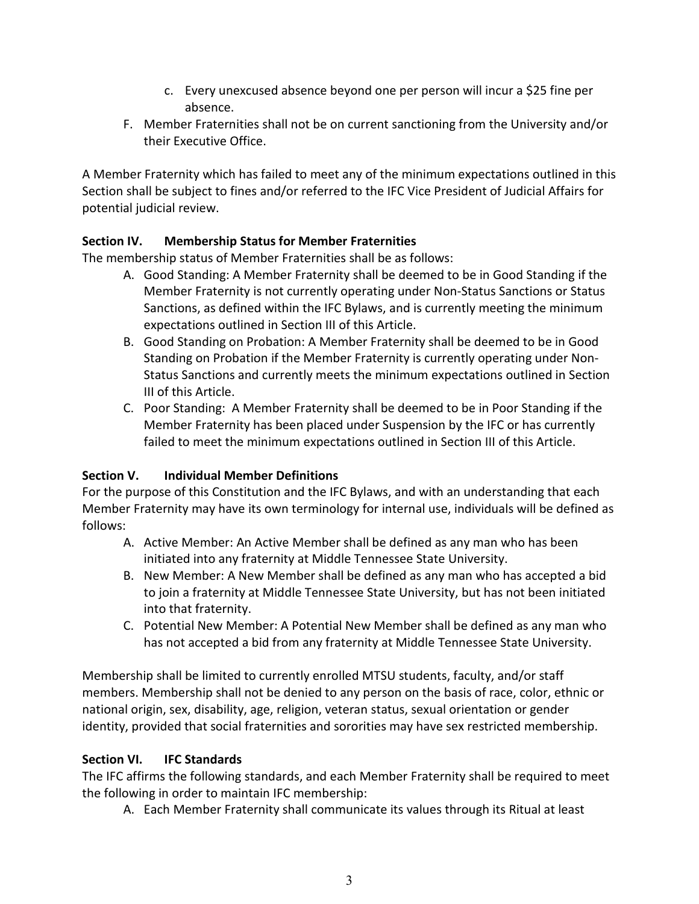c. Every unexcused absence beyond one per person will incur a $25 fine per absence.

F. Member Fraternities shall not be on current sanctioning from the University and/or their Executive Office.

A Member Fraternity which has failed to meet any of the minimum expectations outlined in this Section shall be subject to fines and/or referred to the IFC Vice President of Judicial Affairs for potential judicial review.

**Section IV. Membership Status for Member Fraternities**

The membership status of Member Fraternities shall be as follows:

A. Good Standing: A Member Fraternity shall be deemed to be in Good Standing if the Member Fraternity is not currently operating under Non-Status Sanctions or Status Sanctions, as defined within the IFC Bylaws, and is currently meeting the minimum expectations outlined in Section III of this Article.

B. Good Standing on Probation: A Member Fraternity shall be deemed to be in Good Standing on Probation if the Member Fraternity is currently operating under Non-Status Sanctions and currently meets the minimum expectations outlined in Section III of this Article.

C. Poor Standing: A Member Fraternity shall be deemed to be in Poor Standing if the Member Fraternity has been placed under Suspension by the IFC or has currently failed to meet the minimum expectations outlined in Section III of this Article.

**Section V. Individual Member Definitions**

For the purpose of this Constitution and the IFC Bylaws, and with an understanding that each Member Fraternity may have its own terminology for internal use, individuals will be defined as follows:

A. Active Member: An Active Member shall be defined as any man who has been initiated into any fraternity at Middle Tennessee State University.

B. New Member: A New Member shall be defined as any man who has accepted a bid to join a fraternity at Middle Tennessee State University, but has not been initiated into that fraternity.

C. Potential New Member: A Potential New Member shall be defined as any man who has not accepted a bid from any fraternity at Middle Tennessee State University.

Membership shall be limited to currently enrolled MTSU students, faculty, and/or staff members. Membership shall not be denied to any person on the basis of race, color, ethnic or national origin, sex, disability, age, religion, veteran status, sexual orientation or gender identity, provided that social fraternities and sororities may have sex restricted membership.

**Section VI. IFC Standards**

The IFC affirms the following standards, and each Member Fraternity shall be required to meet the following in order to maintain IFC membership:

A. Each Member Fraternity shall communicate its values through its Ritual at least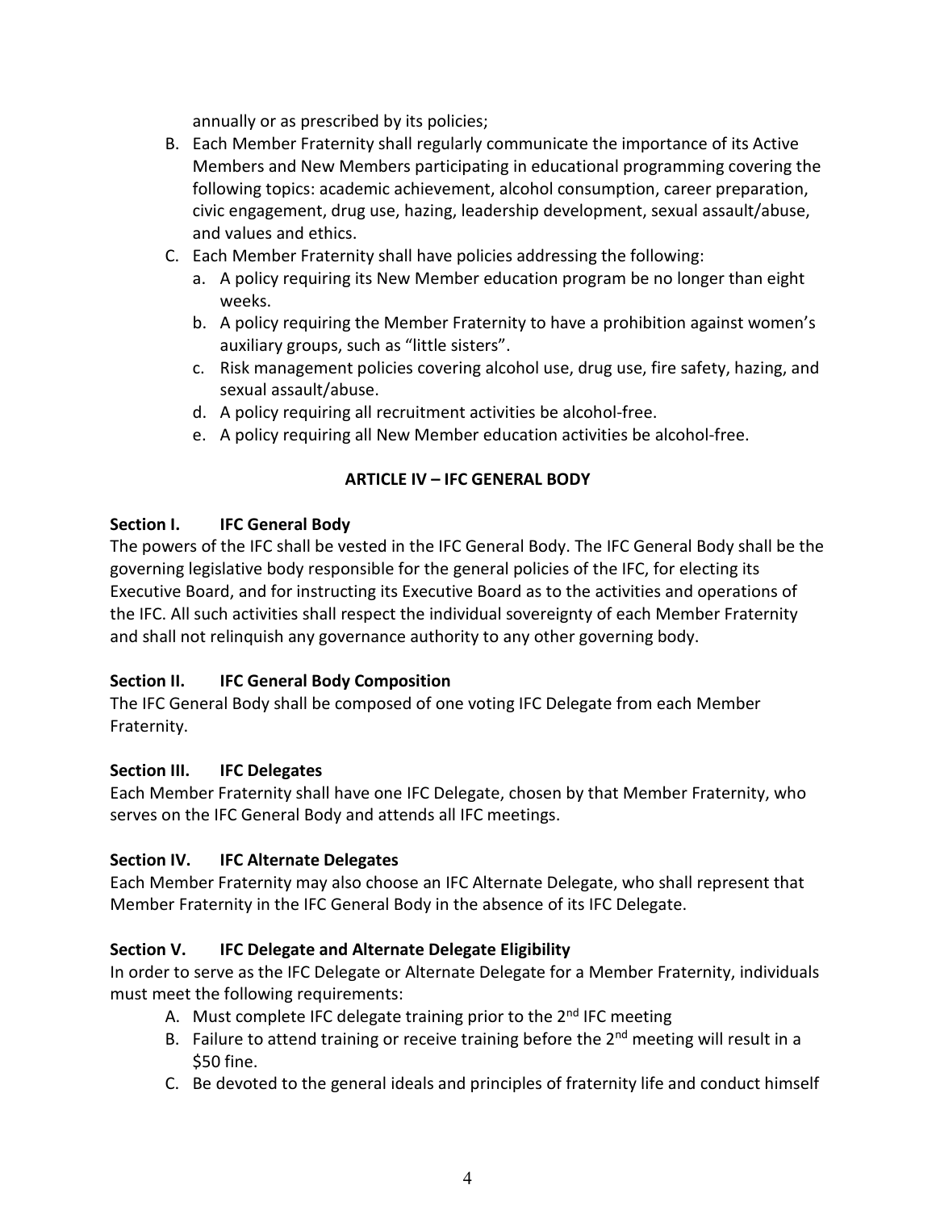annually or as prescribed by its policies;

B. Each Member Fraternity shall regularly communicate the importance of its Active Members and New Members participating in educational programming covering the following topics: academic achievement, alcohol consumption, career preparation, civic engagement, drug use, hazing, leadership development, sexual assault/abuse, and values and ethics.

C. Each Member Fraternity shall have policies addressing the following:
   a. A policy requiring its New Member education program be no longer than eight weeks.
   b. A policy requiring the Member Fraternity to have a prohibition against women's auxiliary groups, such as "little sisters".
   c. Risk management policies covering alcohol use, drug use, fire safety, hazing, and sexual assault/abuse.
   d. A policy requiring all recruitment activities be alcohol-free.
   e. A policy requiring all New Member education activities be alcohol-free.

## ARTICLE IV – IFC GENERAL BODY

**Section I. IFC General Body**

The powers of the IFC shall be vested in the IFC General Body. The IFC General Body shall be the governing legislative body responsible for the general policies of the IFC, for electing its Executive Board, and for instructing its Executive Board as to the activities and operations of the IFC. All such activities shall respect the individual sovereignty of each Member Fraternity and shall not relinquish any governance authority to any other governing body.

**Section II. IFC General Body Composition**

The IFC General Body shall be composed of one voting IFC Delegate from each Member Fraternity.

**Section III. IFC Delegates**

Each Member Fraternity shall have one IFC Delegate, chosen by that Member Fraternity, who serves on the IFC General Body and attends all IFC meetings.

**Section IV. IFC Alternate Delegates**

Each Member Fraternity may also choose an IFC Alternate Delegate, who shall represent that Member Fraternity in the IFC General Body in the absence of its IFC Delegate.

**Section V. IFC Delegate and Alternate Delegate Eligibility**

In order to serve as the IFC Delegate or Alternate Delegate for a Member Fraternity, individuals must meet the following requirements:

A. Must complete IFC delegate training prior to the 2nd IFC meeting
B. Failure to attend training or receive training before the 2nd meeting will result in a $50 fine.
C. Be devoted to the general ideals and principles of fraternity life and conduct himself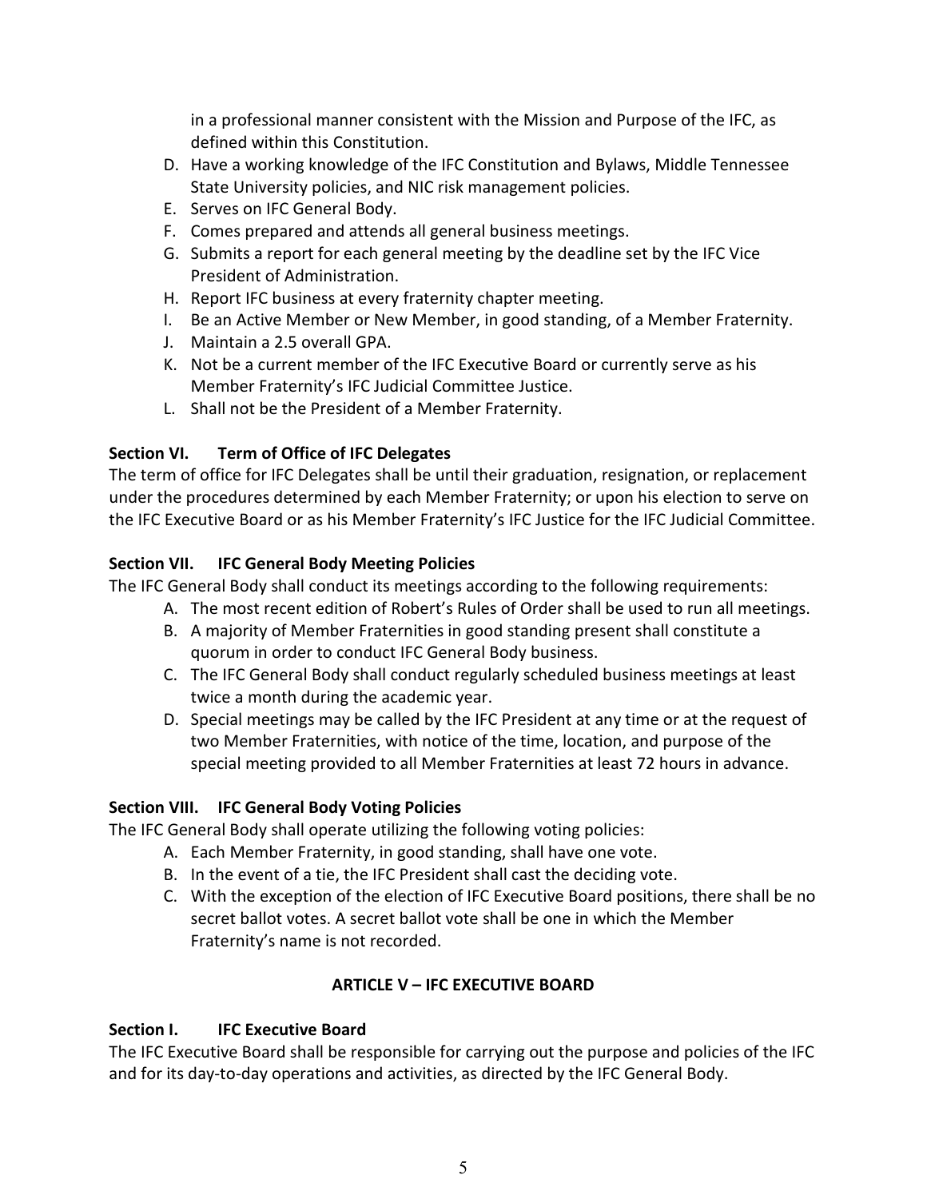in a professional manner consistent with the Mission and Purpose of the IFC, as defined within this Constitution.

D. Have a working knowledge of the IFC Constitution and Bylaws, Middle Tennessee State University policies, and NIC risk management policies.
E. Serves on IFC General Body.
F. Comes prepared and attends all general business meetings.
G. Submits a report for each general meeting by the deadline set by the IFC Vice President of Administration.
H. Report IFC business at every fraternity chapter meeting.
I. Be an Active Member or New Member, in good standing, of a Member Fraternity.
J. Maintain a 2.5 overall GPA.
K. Not be a current member of the IFC Executive Board or currently serve as his Member Fraternity's IFC Judicial Committee Justice.
L. Shall not be the President of a Member Fraternity.

**Section VI. Term of Office of IFC Delegates**

The term of office for IFC Delegates shall be until their graduation, resignation, or replacement under the procedures determined by each Member Fraternity; or upon his election to serve on the IFC Executive Board or as his Member Fraternity's IFC Justice for the IFC Judicial Committee.

**Section VII. IFC General Body Meeting Policies**

The IFC General Body shall conduct its meetings according to the following requirements:

A. The most recent edition of Robert's Rules of Order shall be used to run all meetings.
B. A majority of Member Fraternities in good standing present shall constitute a quorum in order to conduct IFC General Body business.
C. The IFC General Body shall conduct regularly scheduled business meetings at least twice a month during the academic year.
D. Special meetings may be called by the IFC President at any time or at the request of two Member Fraternities, with notice of the time, location, and purpose of the special meeting provided to all Member Fraternities at least 72 hours in advance.

**Section VIII. IFC General Body Voting Policies**

The IFC General Body shall operate utilizing the following voting policies:

A. Each Member Fraternity, in good standing, shall have one vote.
B. In the event of a tie, the IFC President shall cast the deciding vote.
C. With the exception of the election of IFC Executive Board positions, there shall be no secret ballot votes. A secret ballot vote shall be one in which the Member Fraternity's name is not recorded.

## ARTICLE V – IFC EXECUTIVE BOARD

**Section I. IFC Executive Board**

The IFC Executive Board shall be responsible for carrying out the purpose and policies of the IFC and for its day-to-day operations and activities, as directed by the IFC General Body.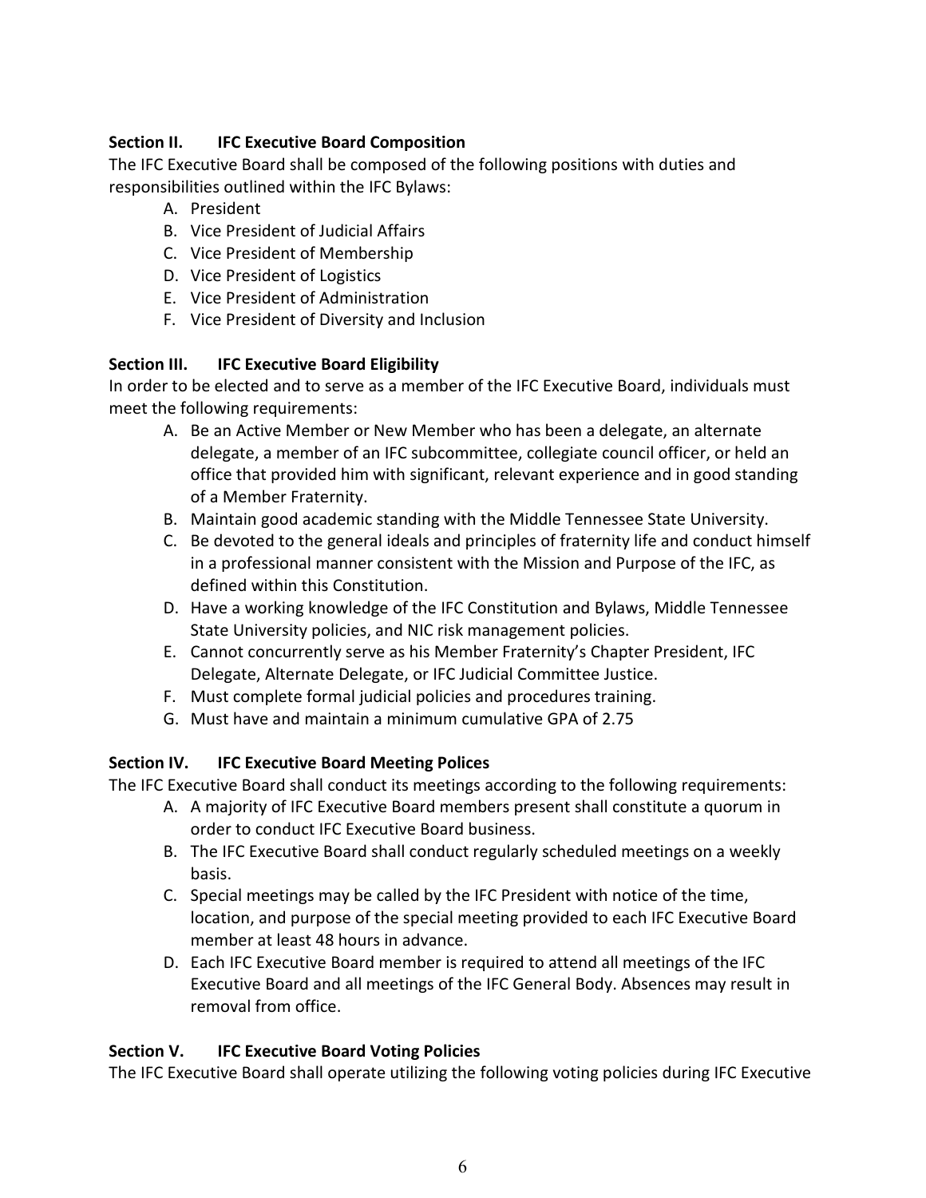**Section II. IFC Executive Board Composition**

The IFC Executive Board shall be composed of the following positions with duties and responsibilities outlined within the IFC Bylaws:

A. President
B. Vice President of Judicial Affairs
C. Vice President of Membership
D. Vice President of Logistics
E. Vice President of Administration
F. Vice President of Diversity and Inclusion

**Section III. IFC Executive Board Eligibility**

In order to be elected and to serve as a member of the IFC Executive Board, individuals must meet the following requirements:

A. Be an Active Member or New Member who has been a delegate, an alternate delegate, a member of an IFC subcommittee, collegiate council officer, or held an office that provided him with significant, relevant experience and in good standing of a Member Fraternity.
B. Maintain good academic standing with the Middle Tennessee State University.
C. Be devoted to the general ideals and principles of fraternity life and conduct himself in a professional manner consistent with the Mission and Purpose of the IFC, as defined within this Constitution.
D. Have a working knowledge of the IFC Constitution and Bylaws, Middle Tennessee State University policies, and NIC risk management policies.
E. Cannot concurrently serve as his Member Fraternity's Chapter President, IFC Delegate, Alternate Delegate, or IFC Judicial Committee Justice.
F. Must complete formal judicial policies and procedures training.
G. Must have and maintain a minimum cumulative GPA of 2.75

**Section IV. IFC Executive Board Meeting Polices**

The IFC Executive Board shall conduct its meetings according to the following requirements:

A. A majority of IFC Executive Board members present shall constitute a quorum in order to conduct IFC Executive Board business.
B. The IFC Executive Board shall conduct regularly scheduled meetings on a weekly basis.
C. Special meetings may be called by the IFC President with notice of the time, location, and purpose of the special meeting provided to each IFC Executive Board member at least 48 hours in advance.
D. Each IFC Executive Board member is required to attend all meetings of the IFC Executive Board and all meetings of the IFC General Body. Absences may result in removal from office.

**Section V. IFC Executive Board Voting Policies**

The IFC Executive Board shall operate utilizing the following voting policies during IFC Executive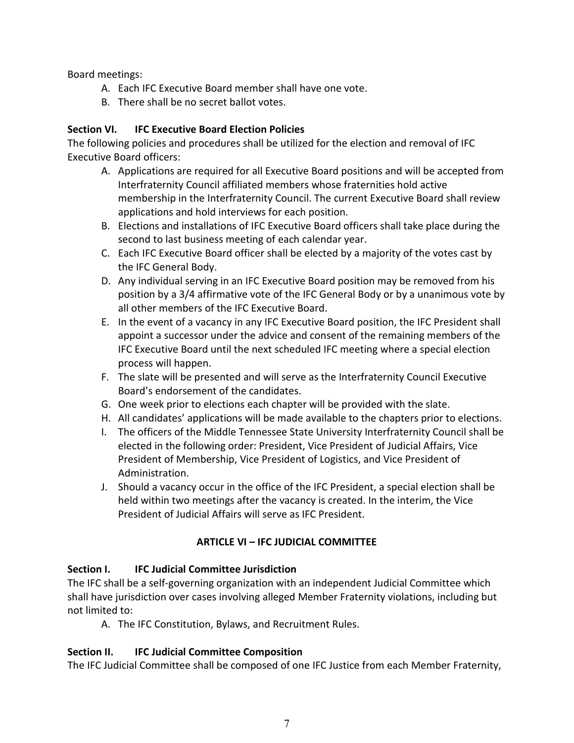Board meetings:

A. Each IFC Executive Board member shall have one vote.
B. There shall be no secret ballot votes.

**Section VI. IFC Executive Board Election Policies**

The following policies and procedures shall be utilized for the election and removal of IFC Executive Board officers:

A. Applications are required for all Executive Board positions and will be accepted from Interfraternity Council affiliated members whose fraternities hold active membership in the Interfraternity Council. The current Executive Board shall review applications and hold interviews for each position.
B. Elections and installations of IFC Executive Board officers shall take place during the second to last business meeting of each calendar year.
C. Each IFC Executive Board officer shall be elected by a majority of the votes cast by the IFC General Body.
D. Any individual serving in an IFC Executive Board position may be removed from his position by a 3/4 affirmative vote of the IFC General Body or by a unanimous vote by all other members of the IFC Executive Board.
E. In the event of a vacancy in any IFC Executive Board position, the IFC President shall appoint a successor under the advice and consent of the remaining members of the IFC Executive Board until the next scheduled IFC meeting where a special election process will happen.
F. The slate will be presented and will serve as the Interfraternity Council Executive Board's endorsement of the candidates.
G. One week prior to elections each chapter will be provided with the slate.
H. All candidates' applications will be made available to the chapters prior to elections.
I. The officers of the Middle Tennessee State University Interfraternity Council shall be elected in the following order: President, Vice President of Judicial Affairs, Vice President of Membership, Vice President of Logistics, and Vice President of Administration.
J. Should a vacancy occur in the office of the IFC President, a special election shall be held within two meetings after the vacancy is created. In the interim, the Vice President of Judicial Affairs will serve as IFC President.

## ARTICLE VI – IFC JUDICIAL COMMITTEE

**Section I. IFC Judicial Committee Jurisdiction**

The IFC shall be a self-governing organization with an independent Judicial Committee which shall have jurisdiction over cases involving alleged Member Fraternity violations, including but not limited to:

A. The IFC Constitution, Bylaws, and Recruitment Rules.

**Section II. IFC Judicial Committee Composition**

The IFC Judicial Committee shall be composed of one IFC Justice from each Member Fraternity,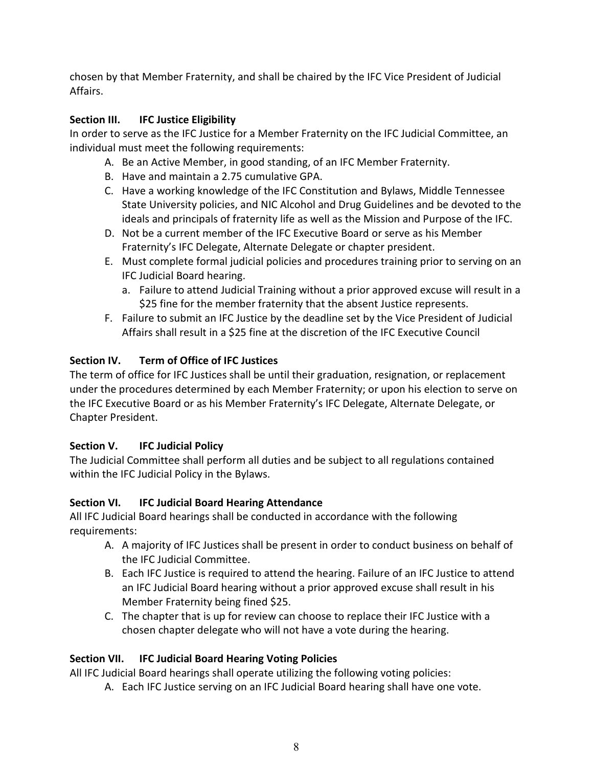chosen by that Member Fraternity, and shall be chaired by the IFC Vice President of Judicial Affairs.

**Section III. IFC Justice Eligibility**

In order to serve as the IFC Justice for a Member Fraternity on the IFC Judicial Committee, an individual must meet the following requirements:

A. Be an Active Member, in good standing, of an IFC Member Fraternity.
B. Have and maintain a 2.75 cumulative GPA.
C. Have a working knowledge of the IFC Constitution and Bylaws, Middle Tennessee State University policies, and NIC Alcohol and Drug Guidelines and be devoted to the ideals and principals of fraternity life as well as the Mission and Purpose of the IFC.
D. Not be a current member of the IFC Executive Board or serve as his Member Fraternity's IFC Delegate, Alternate Delegate or chapter president.
E. Must complete formal judicial policies and procedures training prior to serving on an IFC Judicial Board hearing.
   a. Failure to attend Judicial Training without a prior approved excuse will result in a $25 fine for the member fraternity that the absent Justice represents.
F. Failure to submit an IFC Justice by the deadline set by the Vice President of Judicial Affairs shall result in a $25 fine at the discretion of the IFC Executive Council

**Section IV. Term of Office of IFC Justices**

The term of office for IFC Justices shall be until their graduation, resignation, or replacement under the procedures determined by each Member Fraternity; or upon his election to serve on the IFC Executive Board or as his Member Fraternity's IFC Delegate, Alternate Delegate, or Chapter President.

**Section V. IFC Judicial Policy**

The Judicial Committee shall perform all duties and be subject to all regulations contained within the IFC Judicial Policy in the Bylaws.

**Section VI. IFC Judicial Board Hearing Attendance**

All IFC Judicial Board hearings shall be conducted in accordance with the following requirements:

A. A majority of IFC Justices shall be present in order to conduct business on behalf of the IFC Judicial Committee.
B. Each IFC Justice is required to attend the hearing. Failure of an IFC Justice to attend an IFC Judicial Board hearing without a prior approved excuse shall result in his Member Fraternity being fined $25.
C. The chapter that is up for review can choose to replace their IFC Justice with a chosen chapter delegate who will not have a vote during the hearing.

**Section VII. IFC Judicial Board Hearing Voting Policies**

All IFC Judicial Board hearings shall operate utilizing the following voting policies:

A. Each IFC Justice serving on an IFC Judicial Board hearing shall have one vote.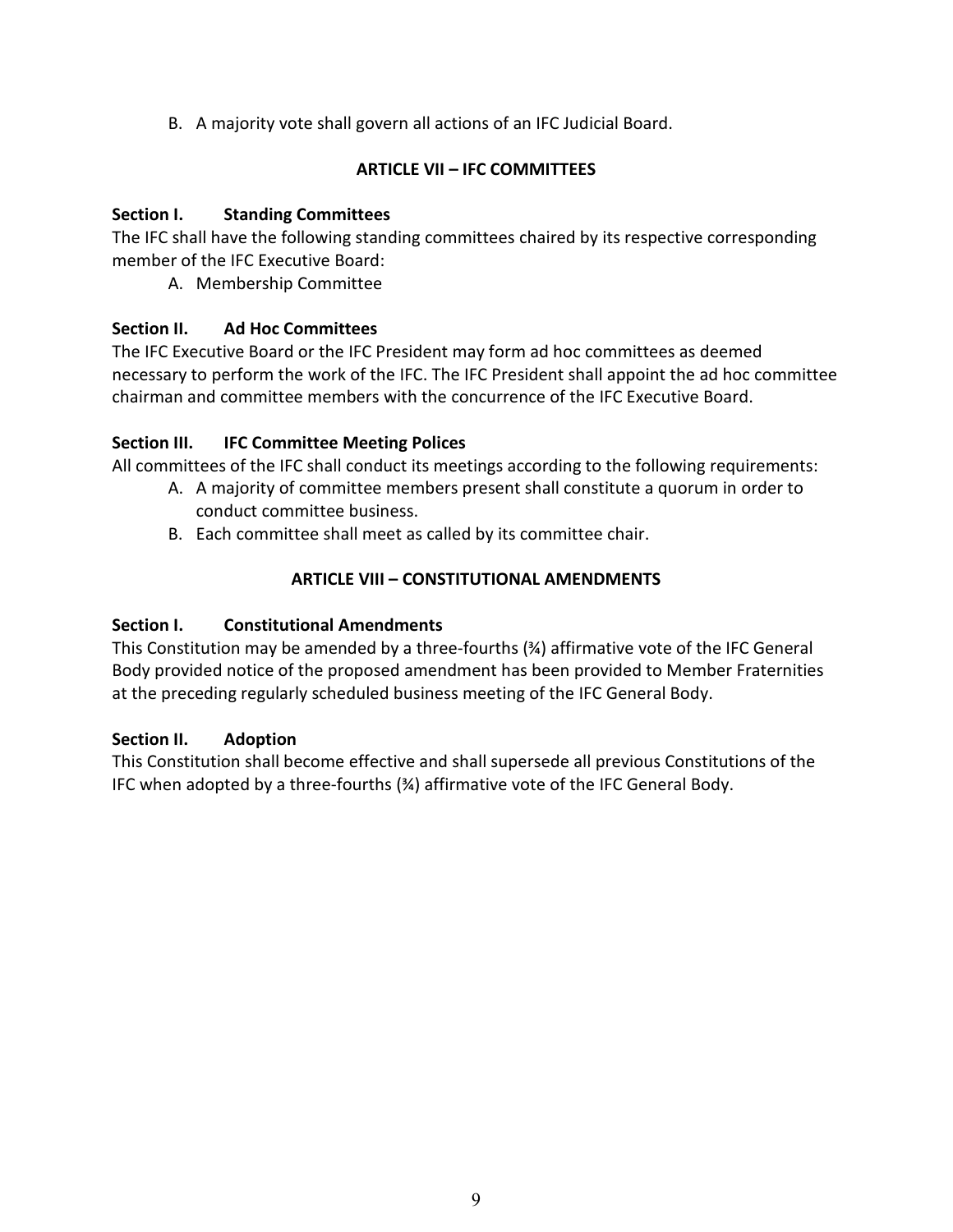B. A majority vote shall govern all actions of an IFC Judicial Board.

## ARTICLE VII – IFC COMMITTEES

**Section I. Standing Committees**

The IFC shall have the following standing committees chaired by its respective corresponding member of the IFC Executive Board:

A. Membership Committee

**Section II. Ad Hoc Committees**

The IFC Executive Board or the IFC President may form ad hoc committees as deemed necessary to perform the work of the IFC. The IFC President shall appoint the ad hoc committee chairman and committee members with the concurrence of the IFC Executive Board.

**Section III. IFC Committee Meeting Polices**

All committees of the IFC shall conduct its meetings according to the following requirements:

A. A majority of committee members present shall constitute a quorum in order to conduct committee business.
B. Each committee shall meet as called by its committee chair.

## ARTICLE VIII – CONSTITUTIONAL AMENDMENTS

**Section I. Constitutional Amendments**

This Constitution may be amended by a three-fourths (¾) affirmative vote of the IFC General Body provided notice of the proposed amendment has been provided to Member Fraternities at the preceding regularly scheduled business meeting of the IFC General Body.

**Section II. Adoption**

This Constitution shall become effective and shall supersede all previous Constitutions of the IFC when adopted by a three-fourths (¾) affirmative vote of the IFC General Body.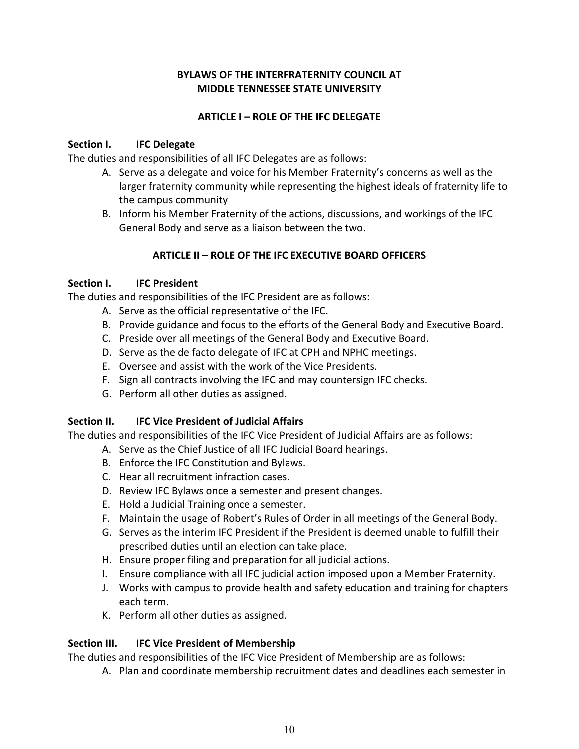# BYLAWS OF THE INTERFRATERNITY COUNCIL AT MIDDLE TENNESSEE STATE UNIVERSITY

## ARTICLE I – ROLE OF THE IFC DELEGATE

### Section I. IFC Delegate

The duties and responsibilities of all IFC Delegates are as follows:

A. Serve as a delegate and voice for his Member Fraternity's concerns as well as the larger fraternity community while representing the highest ideals of fraternity life to the campus community
B. Inform his Member Fraternity of the actions, discussions, and workings of the IFC General Body and serve as a liaison between the two.

## ARTICLE II – ROLE OF THE IFC EXECUTIVE BOARD OFFICERS

### Section I. IFC President

The duties and responsibilities of the IFC President are as follows:

A. Serve as the official representative of the IFC.
B. Provide guidance and focus to the efforts of the General Body and Executive Board.
C. Preside over all meetings of the General Body and Executive Board.
D. Serve as the de facto delegate of IFC at CPH and NPHC meetings.
E. Oversee and assist with the work of the Vice Presidents.
F. Sign all contracts involving the IFC and may countersign IFC checks.
G. Perform all other duties as assigned.

### Section II. IFC Vice President of Judicial Affairs

The duties and responsibilities of the IFC Vice President of Judicial Affairs are as follows:

A. Serve as the Chief Justice of all IFC Judicial Board hearings.
B. Enforce the IFC Constitution and Bylaws.
C. Hear all recruitment infraction cases.
D. Review IFC Bylaws once a semester and present changes.
E. Hold a Judicial Training once a semester.
F. Maintain the usage of Robert's Rules of Order in all meetings of the General Body.
G. Serves as the interim IFC President if the President is deemed unable to fulfill their prescribed duties until an election can take place.
H. Ensure proper filing and preparation for all judicial actions.
I. Ensure compliance with all IFC judicial action imposed upon a Member Fraternity.
J. Works with campus to provide health and safety education and training for chapters each term.
K. Perform all other duties as assigned.

### Section III. IFC Vice President of Membership

The duties and responsibilities of the IFC Vice President of Membership are as follows:

A. Plan and coordinate membership recruitment dates and deadlines each semester in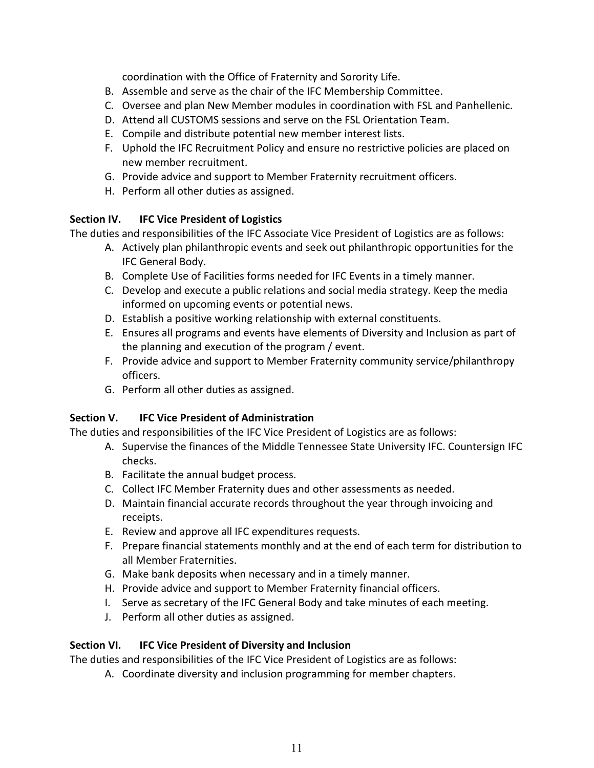coordination with the Office of Fraternity and Sorority Life.

B. Assemble and serve as the chair of the IFC Membership Committee.
C. Oversee and plan New Member modules in coordination with FSL and Panhellenic.
D. Attend all CUSTOMS sessions and serve on the FSL Orientation Team.
E. Compile and distribute potential new member interest lists.
F. Uphold the IFC Recruitment Policy and ensure no restrictive policies are placed on new member recruitment.
G. Provide advice and support to Member Fraternity recruitment officers.
H. Perform all other duties as assigned.

**Section IV. IFC Vice President of Logistics**

The duties and responsibilities of the IFC Associate Vice President of Logistics are as follows:

A. Actively plan philanthropic events and seek out philanthropic opportunities for the IFC General Body.
B. Complete Use of Facilities forms needed for IFC Events in a timely manner.
C. Develop and execute a public relations and social media strategy. Keep the media informed on upcoming events or potential news.
D. Establish a positive working relationship with external constituents.
E. Ensures all programs and events have elements of Diversity and Inclusion as part of the planning and execution of the program / event.
F. Provide advice and support to Member Fraternity community service/philanthropy officers.
G. Perform all other duties as assigned.

**Section V. IFC Vice President of Administration**

The duties and responsibilities of the IFC Vice President of Logistics are as follows:

A. Supervise the finances of the Middle Tennessee State University IFC. Countersign IFC checks.
B. Facilitate the annual budget process.
C. Collect IFC Member Fraternity dues and other assessments as needed.
D. Maintain financial accurate records throughout the year through invoicing and receipts.
E. Review and approve all IFC expenditures requests.
F. Prepare financial statements monthly and at the end of each term for distribution to all Member Fraternities.
G. Make bank deposits when necessary and in a timely manner.
H. Provide advice and support to Member Fraternity financial officers.
I. Serve as secretary of the IFC General Body and take minutes of each meeting.
J. Perform all other duties as assigned.

**Section VI. IFC Vice President of Diversity and Inclusion**

The duties and responsibilities of the IFC Vice President of Logistics are as follows:

A. Coordinate diversity and inclusion programming for member chapters.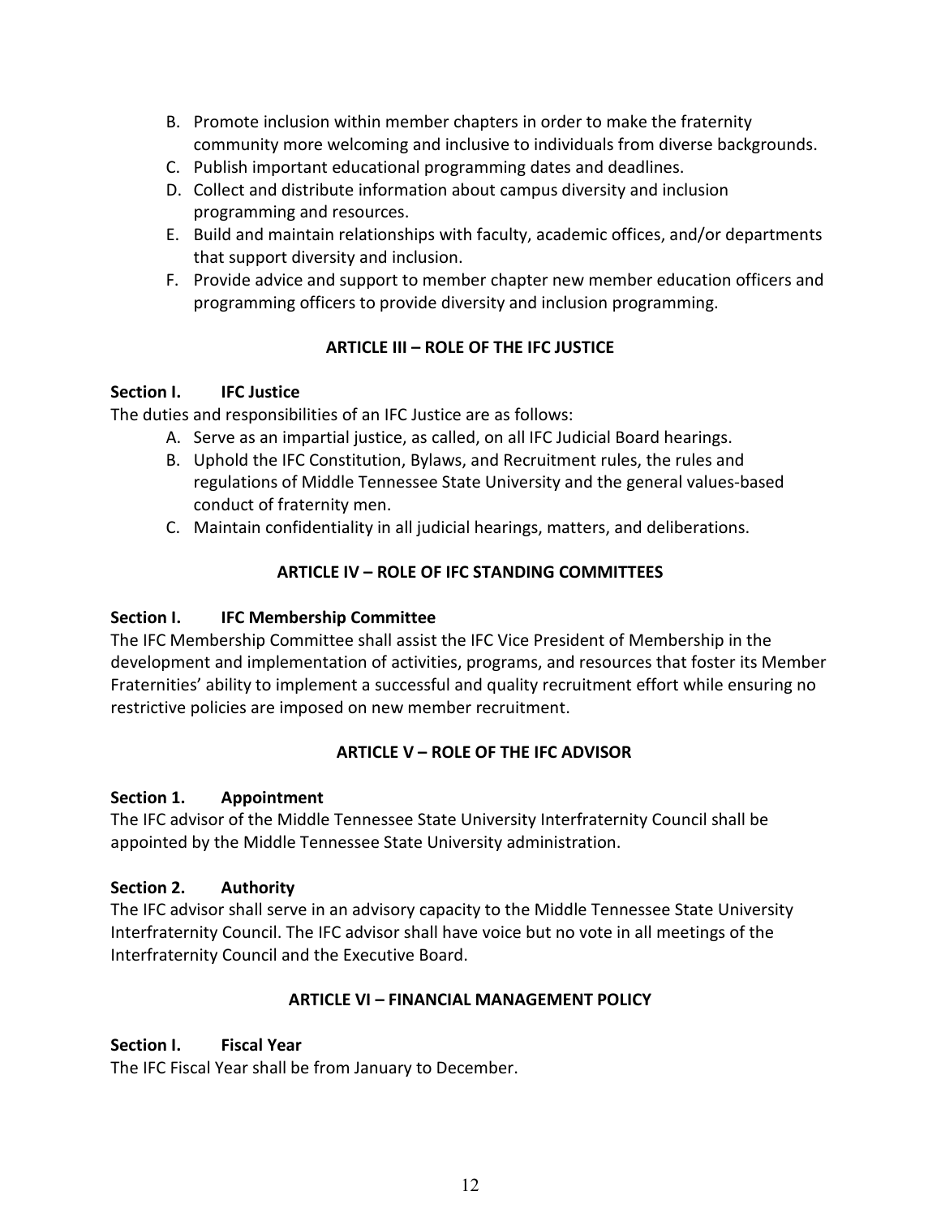B. Promote inclusion within member chapters in order to make the fraternity community more welcoming and inclusive to individuals from diverse backgrounds.
C. Publish important educational programming dates and deadlines.
D. Collect and distribute information about campus diversity and inclusion programming and resources.
E. Build and maintain relationships with faculty, academic offices, and/or departments that support diversity and inclusion.
F. Provide advice and support to member chapter new member education officers and programming officers to provide diversity and inclusion programming.

## ARTICLE III – ROLE OF THE IFC JUSTICE

### Section I. IFC Justice

The duties and responsibilities of an IFC Justice are as follows:

A. Serve as an impartial justice, as called, on all IFC Judicial Board hearings.
B. Uphold the IFC Constitution, Bylaws, and Recruitment rules, the rules and regulations of Middle Tennessee State University and the general values-based conduct of fraternity men.
C. Maintain confidentiality in all judicial hearings, matters, and deliberations.

## ARTICLE IV – ROLE OF IFC STANDING COMMITTEES

### Section I. IFC Membership Committee

The IFC Membership Committee shall assist the IFC Vice President of Membership in the development and implementation of activities, programs, and resources that foster its Member Fraternities' ability to implement a successful and quality recruitment effort while ensuring no restrictive policies are imposed on new member recruitment.

## ARTICLE V – ROLE OF THE IFC ADVISOR

### Section 1. Appointment

The IFC advisor of the Middle Tennessee State University Interfraternity Council shall be appointed by the Middle Tennessee State University administration.

### Section 2. Authority

The IFC advisor shall serve in an advisory capacity to the Middle Tennessee State University Interfraternity Council. The IFC advisor shall have voice but no vote in all meetings of the Interfraternity Council and the Executive Board.

## ARTICLE VI – FINANCIAL MANAGEMENT POLICY

### Section I. Fiscal Year

The IFC Fiscal Year shall be from January to December.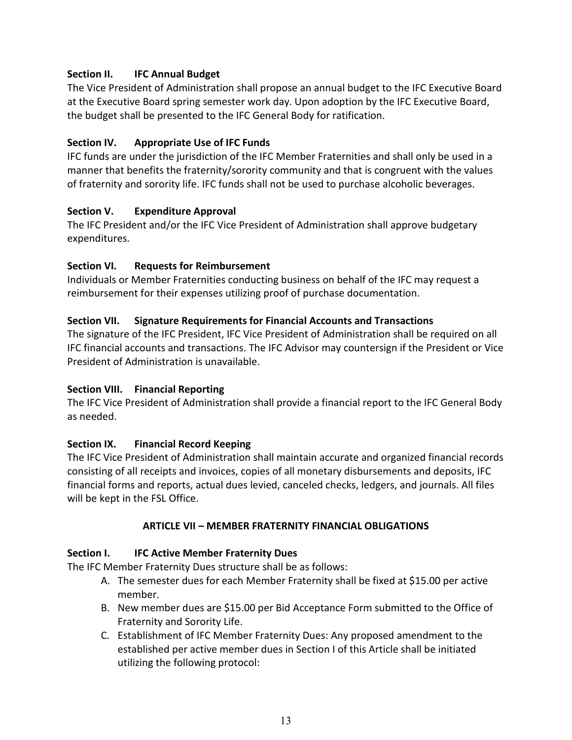**Section II. IFC Annual Budget**

The Vice President of Administration shall propose an annual budget to the IFC Executive Board at the Executive Board spring semester work day. Upon adoption by the IFC Executive Board, the budget shall be presented to the IFC General Body for ratification.

**Section IV. Appropriate Use of IFC Funds**

IFC funds are under the jurisdiction of the IFC Member Fraternities and shall only be used in a manner that benefits the fraternity/sorority community and that is congruent with the values of fraternity and sorority life. IFC funds shall not be used to purchase alcoholic beverages.

**Section V. Expenditure Approval**

The IFC President and/or the IFC Vice President of Administration shall approve budgetary expenditures.

**Section VI. Requests for Reimbursement**

Individuals or Member Fraternities conducting business on behalf of the IFC may request a reimbursement for their expenses utilizing proof of purchase documentation.

**Section VII. Signature Requirements for Financial Accounts and Transactions**

The signature of the IFC President, IFC Vice President of Administration shall be required on all IFC financial accounts and transactions. The IFC Advisor may countersign if the President or Vice President of Administration is unavailable.

**Section VIII. Financial Reporting**

The IFC Vice President of Administration shall provide a financial report to the IFC General Body as needed.

**Section IX. Financial Record Keeping**

The IFC Vice President of Administration shall maintain accurate and organized financial records consisting of all receipts and invoices, copies of all monetary disbursements and deposits, IFC financial forms and reports, actual dues levied, canceled checks, ledgers, and journals. All files will be kept in the FSL Office.

## ARTICLE VII – MEMBER FRATERNITY FINANCIAL OBLIGATIONS

**Section I. IFC Active Member Fraternity Dues**

The IFC Member Fraternity Dues structure shall be as follows:

A. The semester dues for each Member Fraternity shall be fixed at $15.00 per active member.
B. New member dues are $15.00 per Bid Acceptance Form submitted to the Office of Fraternity and Sorority Life.
C. Establishment of IFC Member Fraternity Dues: Any proposed amendment to the established per active member dues in Section I of this Article shall be initiated utilizing the following protocol: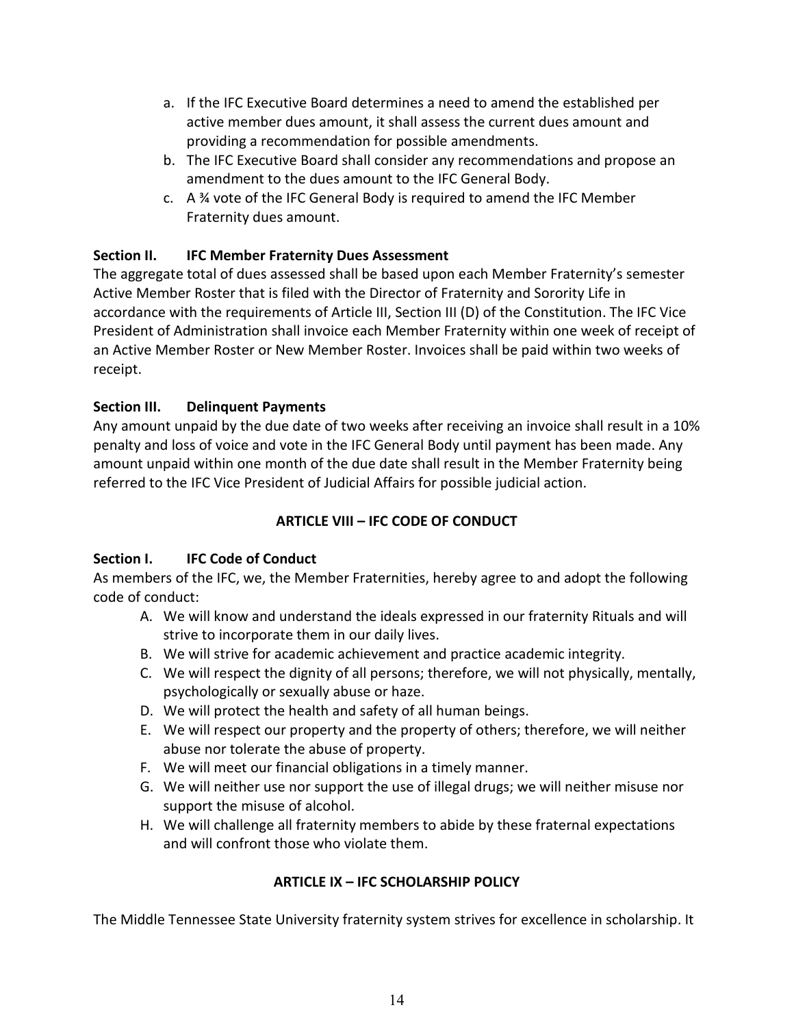a. If the IFC Executive Board determines a need to amend the established per active member dues amount, it shall assess the current dues amount and providing a recommendation for possible amendments.
b. The IFC Executive Board shall consider any recommendations and propose an amendment to the dues amount to the IFC General Body.
c. A ¾ vote of the IFC General Body is required to amend the IFC Member Fraternity dues amount.

**Section II. IFC Member Fraternity Dues Assessment**

The aggregate total of dues assessed shall be based upon each Member Fraternity's semester Active Member Roster that is filed with the Director of Fraternity and Sorority Life in accordance with the requirements of Article III, Section III (D) of the Constitution. The IFC Vice President of Administration shall invoice each Member Fraternity within one week of receipt of an Active Member Roster or New Member Roster. Invoices shall be paid within two weeks of receipt.

**Section III. Delinquent Payments**

Any amount unpaid by the due date of two weeks after receiving an invoice shall result in a 10% penalty and loss of voice and vote in the IFC General Body until payment has been made. Any amount unpaid within one month of the due date shall result in the Member Fraternity being referred to the IFC Vice President of Judicial Affairs for possible judicial action.

## ARTICLE VIII – IFC CODE OF CONDUCT

**Section I. IFC Code of Conduct**

As members of the IFC, we, the Member Fraternities, hereby agree to and adopt the following code of conduct:

A. We will know and understand the ideals expressed in our fraternity Rituals and will strive to incorporate them in our daily lives.
B. We will strive for academic achievement and practice academic integrity.
C. We will respect the dignity of all persons; therefore, we will not physically, mentally, psychologically or sexually abuse or haze.
D. We will protect the health and safety of all human beings.
E. We will respect our property and the property of others; therefore, we will neither abuse nor tolerate the abuse of property.
F. We will meet our financial obligations in a timely manner.
G. We will neither use nor support the use of illegal drugs; we will neither misuse nor support the misuse of alcohol.
H. We will challenge all fraternity members to abide by these fraternal expectations and will confront those who violate them.

## ARTICLE IX – IFC SCHOLARSHIP POLICY

The Middle Tennessee State University fraternity system strives for excellence in scholarship. It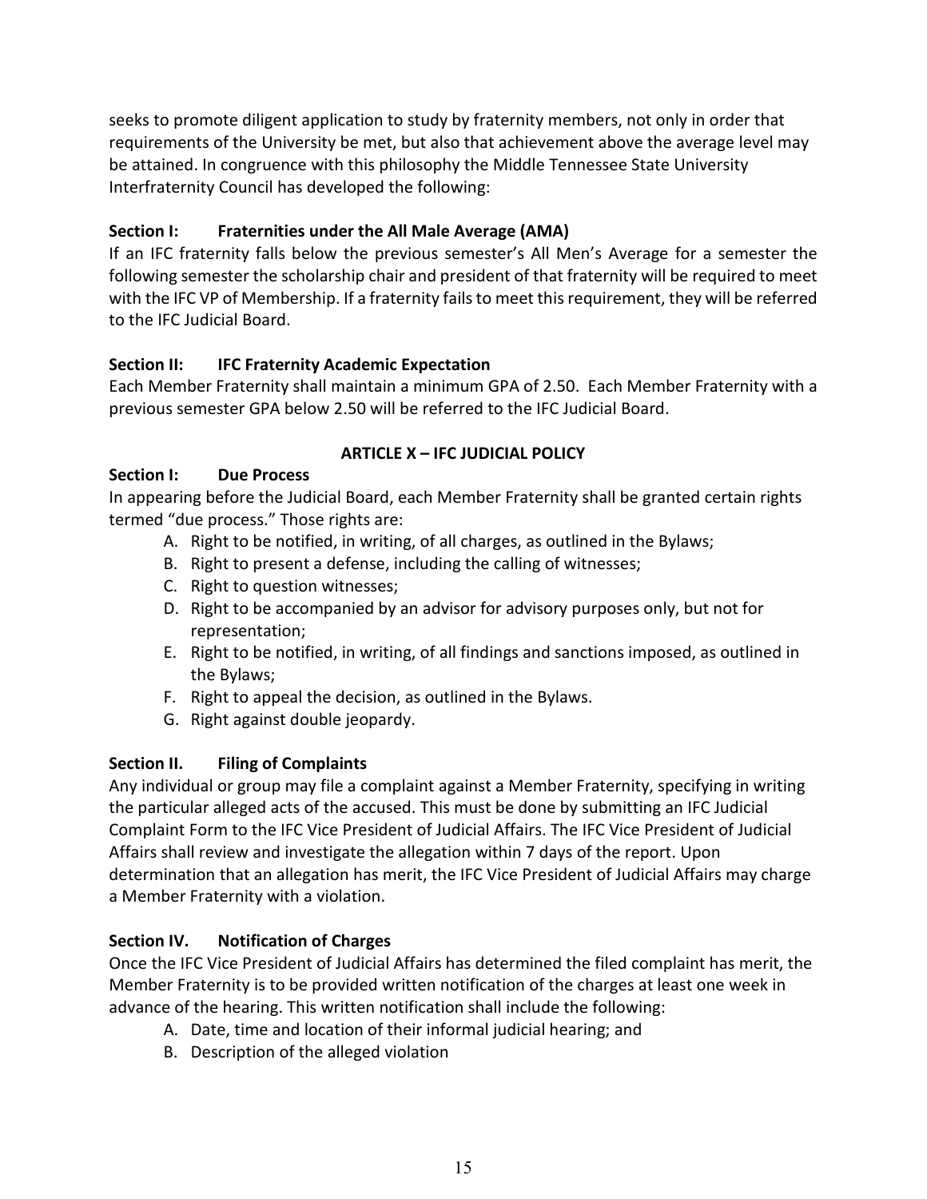seeks to promote diligent application to study by fraternity members, not only in order that requirements of the University be met, but also that achievement above the average level may be attained. In congruence with this philosophy the Middle Tennessee State University Interfraternity Council has developed the following:

**Section I: Fraternities under the All Male Average (AMA)**

If an IFC fraternity falls below the previous semester's All Men's Average for a semester the following semester the scholarship chair and president of that fraternity will be required to meet with the IFC VP of Membership. If a fraternity fails to meet this requirement, they will be referred to the IFC Judicial Board.

**Section II: IFC Fraternity Academic Expectation**

Each Member Fraternity shall maintain a minimum GPA of 2.50. Each Member Fraternity with a previous semester GPA below 2.50 will be referred to the IFC Judicial Board.

## ARTICLE X – IFC JUDICIAL POLICY

**Section I: Due Process**

In appearing before the Judicial Board, each Member Fraternity shall be granted certain rights termed "due process." Those rights are:

A. Right to be notified, in writing, of all charges, as outlined in the Bylaws;
B. Right to present a defense, including the calling of witnesses;
C. Right to question witnesses;
D. Right to be accompanied by an advisor for advisory purposes only, but not for representation;
E. Right to be notified, in writing, of all findings and sanctions imposed, as outlined in the Bylaws;
F. Right to appeal the decision, as outlined in the Bylaws.
G. Right against double jeopardy.

**Section II. Filing of Complaints**

Any individual or group may file a complaint against a Member Fraternity, specifying in writing the particular alleged acts of the accused. This must be done by submitting an IFC Judicial Complaint Form to the IFC Vice President of Judicial Affairs. The IFC Vice President of Judicial Affairs shall review and investigate the allegation within 7 days of the report. Upon determination that an allegation has merit, the IFC Vice President of Judicial Affairs may charge a Member Fraternity with a violation.

**Section IV. Notification of Charges**

Once the IFC Vice President of Judicial Affairs has determined the filed complaint has merit, the Member Fraternity is to be provided written notification of the charges at least one week in advance of the hearing. This written notification shall include the following:

A. Date, time and location of their informal judicial hearing; and
B. Description of the alleged violation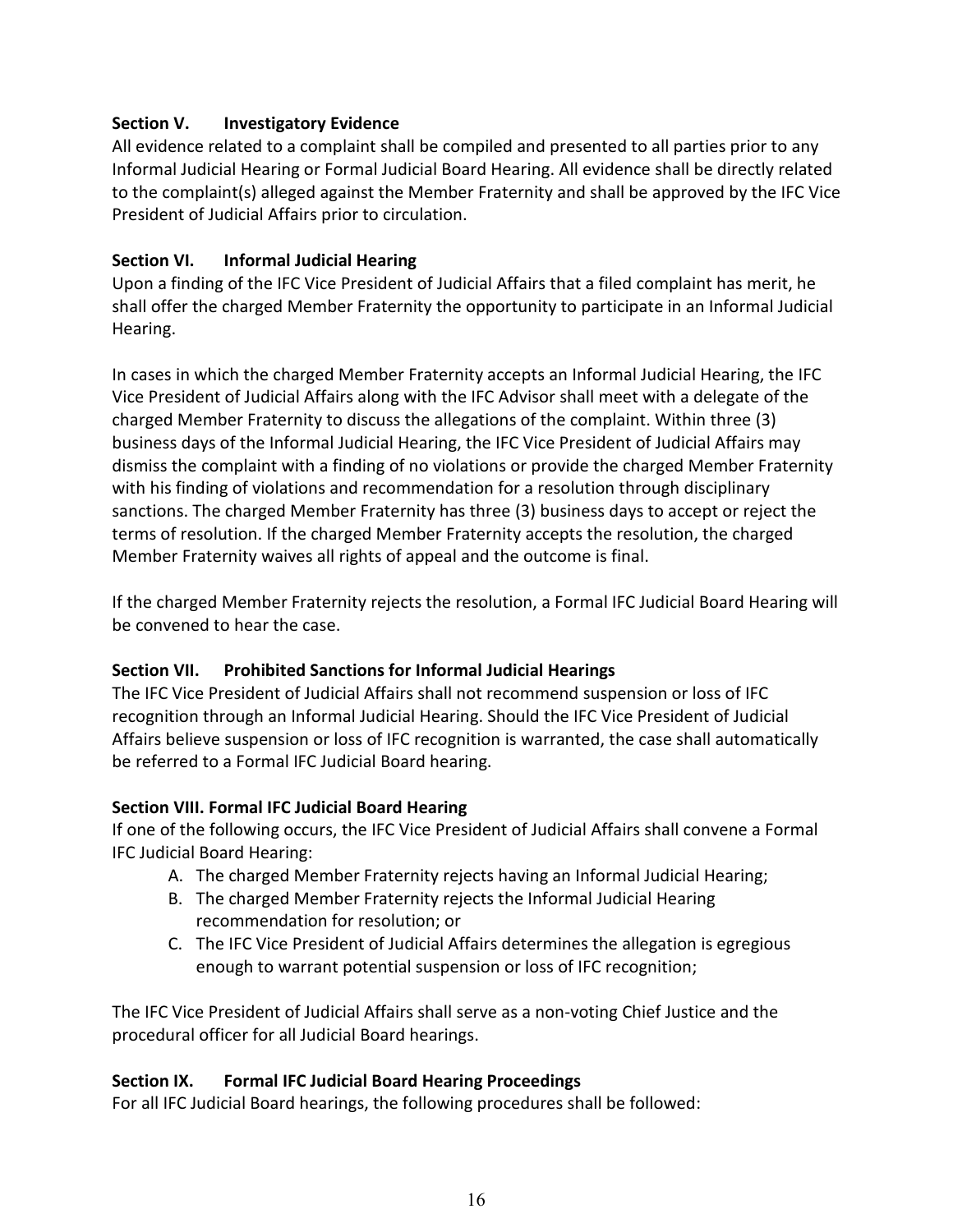**Section V. Investigatory Evidence**

All evidence related to a complaint shall be compiled and presented to all parties prior to any Informal Judicial Hearing or Formal Judicial Board Hearing. All evidence shall be directly related to the complaint(s) alleged against the Member Fraternity and shall be approved by the IFC Vice President of Judicial Affairs prior to circulation.

**Section VI. Informal Judicial Hearing**

Upon a finding of the IFC Vice President of Judicial Affairs that a filed complaint has merit, he shall offer the charged Member Fraternity the opportunity to participate in an Informal Judicial Hearing.

In cases in which the charged Member Fraternity accepts an Informal Judicial Hearing, the IFC Vice President of Judicial Affairs along with the IFC Advisor shall meet with a delegate of the charged Member Fraternity to discuss the allegations of the complaint. Within three (3) business days of the Informal Judicial Hearing, the IFC Vice President of Judicial Affairs may dismiss the complaint with a finding of no violations or provide the charged Member Fraternity with his finding of violations and recommendation for a resolution through disciplinary sanctions. The charged Member Fraternity has three (3) business days to accept or reject the terms of resolution. If the charged Member Fraternity accepts the resolution, the charged Member Fraternity waives all rights of appeal and the outcome is final.

If the charged Member Fraternity rejects the resolution, a Formal IFC Judicial Board Hearing will be convened to hear the case.

**Section VII. Prohibited Sanctions for Informal Judicial Hearings**

The IFC Vice President of Judicial Affairs shall not recommend suspension or loss of IFC recognition through an Informal Judicial Hearing. Should the IFC Vice President of Judicial Affairs believe suspension or loss of IFC recognition is warranted, the case shall automatically be referred to a Formal IFC Judicial Board hearing.

**Section VIII. Formal IFC Judicial Board Hearing**

If one of the following occurs, the IFC Vice President of Judicial Affairs shall convene a Formal IFC Judicial Board Hearing:

A. The charged Member Fraternity rejects having an Informal Judicial Hearing;
B. The charged Member Fraternity rejects the Informal Judicial Hearing recommendation for resolution; or
C. The IFC Vice President of Judicial Affairs determines the allegation is egregious enough to warrant potential suspension or loss of IFC recognition;

The IFC Vice President of Judicial Affairs shall serve as a non-voting Chief Justice and the procedural officer for all Judicial Board hearings.

**Section IX. Formal IFC Judicial Board Hearing Proceedings**

For all IFC Judicial Board hearings, the following procedures shall be followed: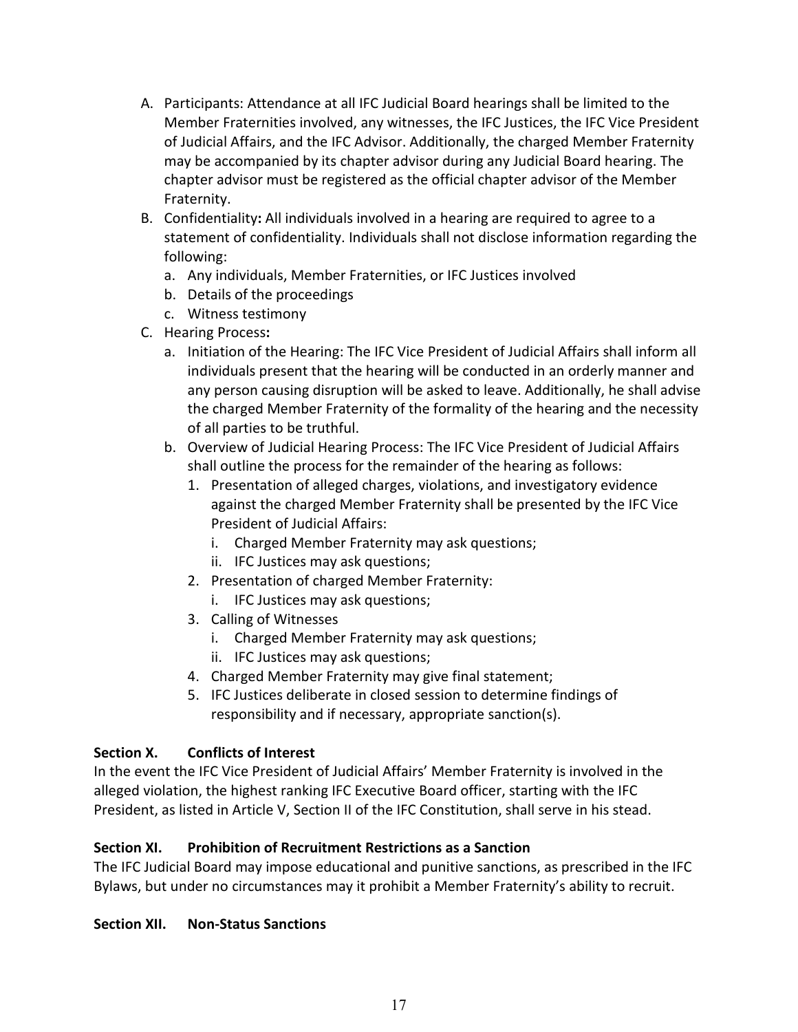A. Participants: Attendance at all IFC Judicial Board hearings shall be limited to the Member Fraternities involved, any witnesses, the IFC Justices, the IFC Vice President of Judicial Affairs, and the IFC Advisor. Additionally, the charged Member Fraternity may be accompanied by its chapter advisor during any Judicial Board hearing. The chapter advisor must be registered as the official chapter advisor of the Member Fraternity.

B. Confidentiality**:** All individuals involved in a hearing are required to agree to a statement of confidentiality. Individuals shall not disclose information regarding the following:
   a. Any individuals, Member Fraternities, or IFC Justices involved
   b. Details of the proceedings
   c. Witness testimony

C. Hearing Process**:**
   a. Initiation of the Hearing: The IFC Vice President of Judicial Affairs shall inform all individuals present that the hearing will be conducted in an orderly manner and any person causing disruption will be asked to leave. Additionally, he shall advise the charged Member Fraternity of the formality of the hearing and the necessity of all parties to be truthful.
   b. Overview of Judicial Hearing Process: The IFC Vice President of Judicial Affairs shall outline the process for the remainder of the hearing as follows:
      1. Presentation of alleged charges, violations, and investigatory evidence against the charged Member Fraternity shall be presented by the IFC Vice President of Judicial Affairs:
         i. Charged Member Fraternity may ask questions;
         ii. IFC Justices may ask questions;
      2. Presentation of charged Member Fraternity:
         i. IFC Justices may ask questions;
      3. Calling of Witnesses
         i. Charged Member Fraternity may ask questions;
         ii. IFC Justices may ask questions;
      4. Charged Member Fraternity may give final statement;
      5. IFC Justices deliberate in closed session to determine findings of responsibility and if necessary, appropriate sanction(s).

**Section X. Conflicts of Interest**

In the event the IFC Vice President of Judicial Affairs' Member Fraternity is involved in the alleged violation, the highest ranking IFC Executive Board officer, starting with the IFC President, as listed in Article V, Section II of the IFC Constitution, shall serve in his stead.

**Section XI. Prohibition of Recruitment Restrictions as a Sanction**

The IFC Judicial Board may impose educational and punitive sanctions, as prescribed in the IFC Bylaws, but under no circumstances may it prohibit a Member Fraternity's ability to recruit.

**Section XII. Non-Status Sanctions**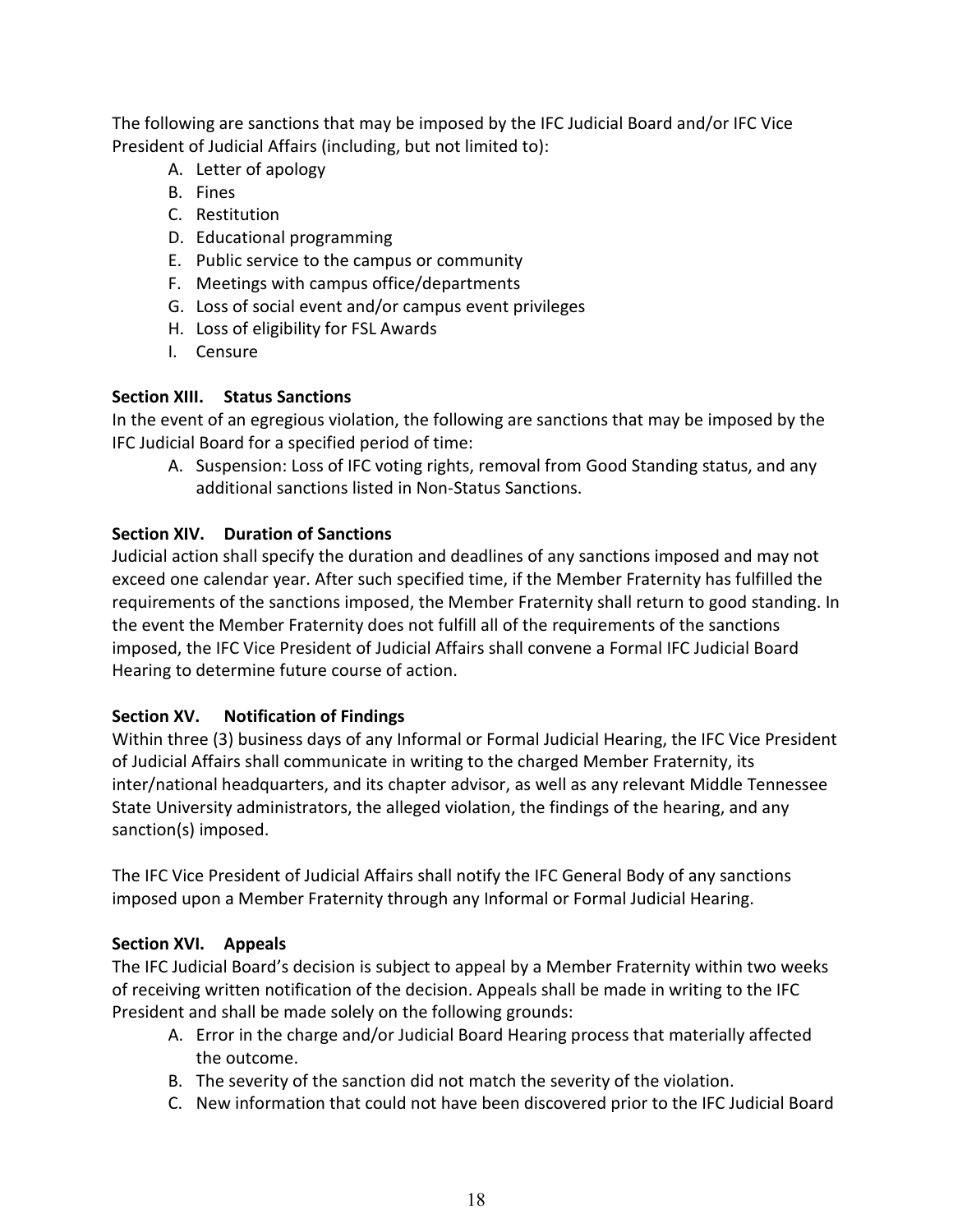The following are sanctions that may be imposed by the IFC Judicial Board and/or IFC Vice President of Judicial Affairs (including, but not limited to):

A. Letter of apology
B. Fines
C. Restitution
D. Educational programming
E. Public service to the campus or community
F. Meetings with campus office/departments
G. Loss of social event and/or campus event privileges
H. Loss of eligibility for FSL Awards
I. Censure

**Section XIII. Status Sanctions**

In the event of an egregious violation, the following are sanctions that may be imposed by the IFC Judicial Board for a specified period of time:

A. Suspension: Loss of IFC voting rights, removal from Good Standing status, and any additional sanctions listed in Non-Status Sanctions.

**Section XIV. Duration of Sanctions**

Judicial action shall specify the duration and deadlines of any sanctions imposed and may not exceed one calendar year. After such specified time, if the Member Fraternity has fulfilled the requirements of the sanctions imposed, the Member Fraternity shall return to good standing. In the event the Member Fraternity does not fulfill all of the requirements of the sanctions imposed, the IFC Vice President of Judicial Affairs shall convene a Formal IFC Judicial Board Hearing to determine future course of action.

**Section XV. Notification of Findings**

Within three (3) business days of any Informal or Formal Judicial Hearing, the IFC Vice President of Judicial Affairs shall communicate in writing to the charged Member Fraternity, its inter/national headquarters, and its chapter advisor, as well as any relevant Middle Tennessee State University administrators, the alleged violation, the findings of the hearing, and any sanction(s) imposed.

The IFC Vice President of Judicial Affairs shall notify the IFC General Body of any sanctions imposed upon a Member Fraternity through any Informal or Formal Judicial Hearing.

**Section XVI. Appeals**

The IFC Judicial Board's decision is subject to appeal by a Member Fraternity within two weeks of receiving written notification of the decision. Appeals shall be made in writing to the IFC President and shall be made solely on the following grounds:

A. Error in the charge and/or Judicial Board Hearing process that materially affected the outcome.
B. The severity of the sanction did not match the severity of the violation.
C. New information that could not have been discovered prior to the IFC Judicial Board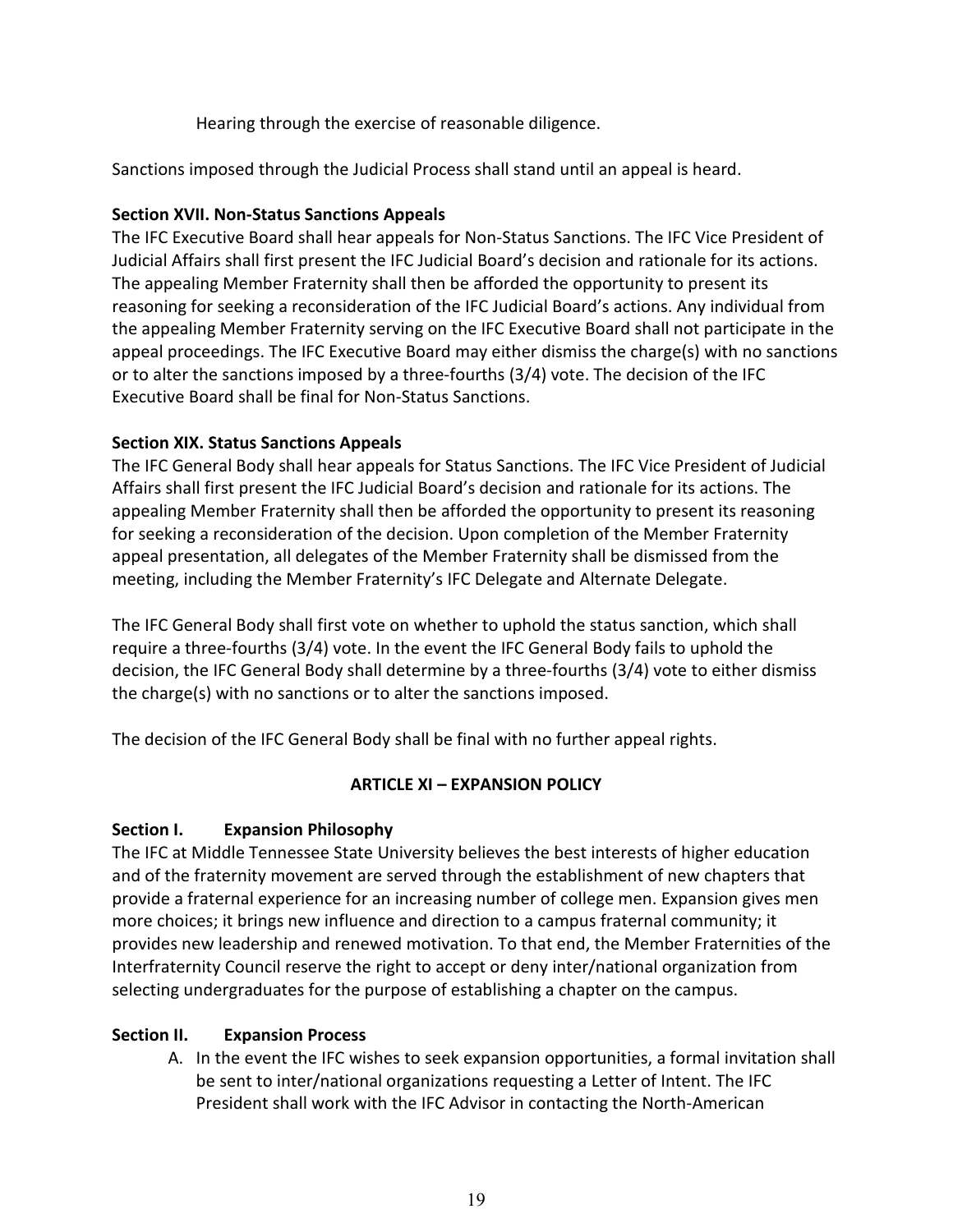Hearing through the exercise of reasonable diligence.

Sanctions imposed through the Judicial Process shall stand until an appeal is heard.

**Section XVII. Non-Status Sanctions Appeals**

The IFC Executive Board shall hear appeals for Non-Status Sanctions. The IFC Vice President of Judicial Affairs shall first present the IFC Judicial Board's decision and rationale for its actions. The appealing Member Fraternity shall then be afforded the opportunity to present its reasoning for seeking a reconsideration of the IFC Judicial Board's actions. Any individual from the appealing Member Fraternity serving on the IFC Executive Board shall not participate in the appeal proceedings. The IFC Executive Board may either dismiss the charge(s) with no sanctions or to alter the sanctions imposed by a three-fourths (3/4) vote. The decision of the IFC Executive Board shall be final for Non-Status Sanctions.

**Section XIX. Status Sanctions Appeals**

The IFC General Body shall hear appeals for Status Sanctions. The IFC Vice President of Judicial Affairs shall first present the IFC Judicial Board's decision and rationale for its actions. The appealing Member Fraternity shall then be afforded the opportunity to present its reasoning for seeking a reconsideration of the decision. Upon completion of the Member Fraternity appeal presentation, all delegates of the Member Fraternity shall be dismissed from the meeting, including the Member Fraternity's IFC Delegate and Alternate Delegate.

The IFC General Body shall first vote on whether to uphold the status sanction, which shall require a three-fourths (3/4) vote. In the event the IFC General Body fails to uphold the decision, the IFC General Body shall determine by a three-fourths (3/4) vote to either dismiss the charge(s) with no sanctions or to alter the sanctions imposed.

The decision of the IFC General Body shall be final with no further appeal rights.

## ARTICLE XI – EXPANSION POLICY

**Section I. Expansion Philosophy**

The IFC at Middle Tennessee State University believes the best interests of higher education and of the fraternity movement are served through the establishment of new chapters that provide a fraternal experience for an increasing number of college men. Expansion gives men more choices; it brings new influence and direction to a campus fraternal community; it provides new leadership and renewed motivation. To that end, the Member Fraternities of the Interfraternity Council reserve the right to accept or deny inter/national organization from selecting undergraduates for the purpose of establishing a chapter on the campus.

**Section II. Expansion Process**

A. In the event the IFC wishes to seek expansion opportunities, a formal invitation shall be sent to inter/national organizations requesting a Letter of Intent. The IFC President shall work with the IFC Advisor in contacting the North-American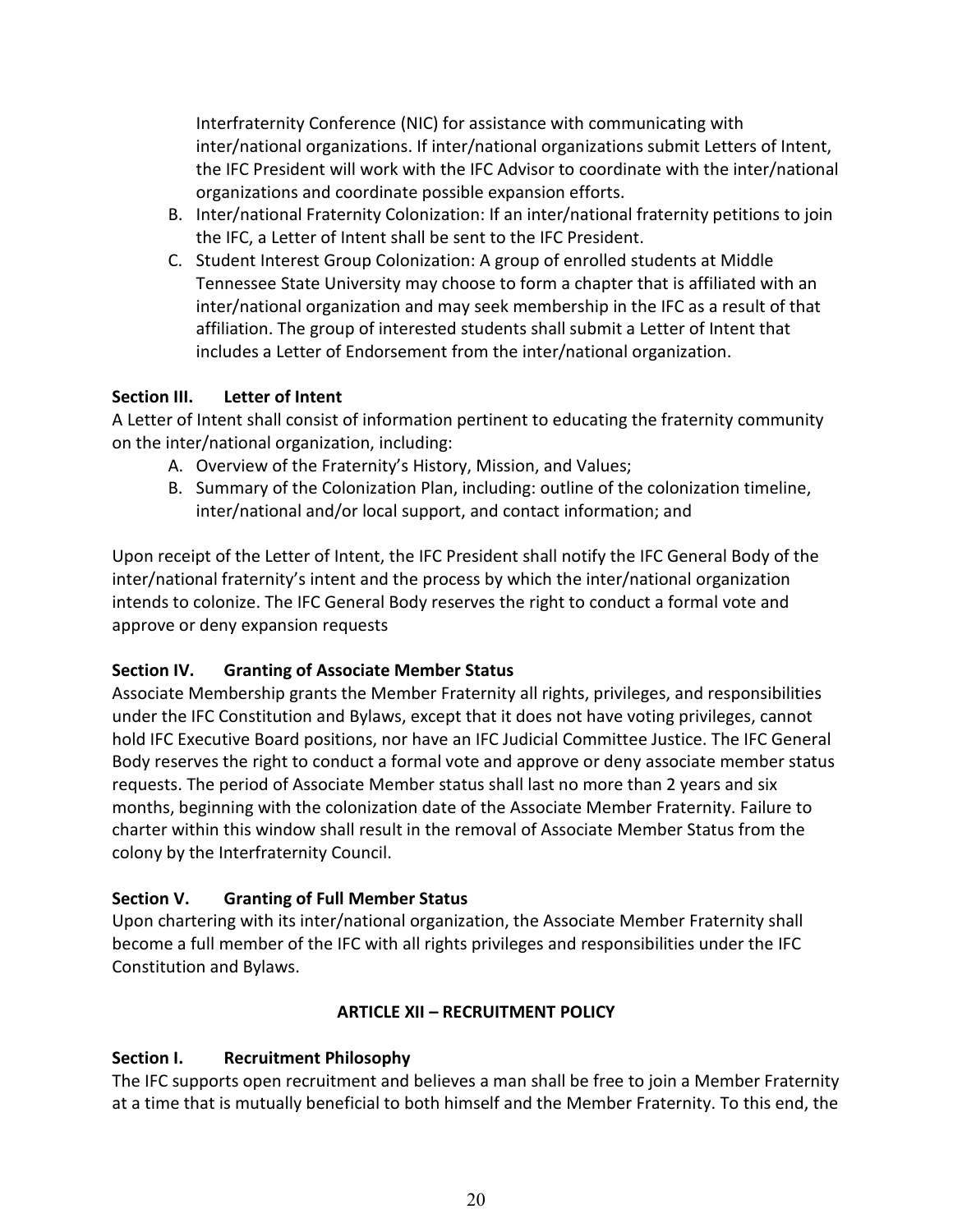Interfraternity Conference (NIC) for assistance with communicating with inter/national organizations. If inter/national organizations submit Letters of Intent, the IFC President will work with the IFC Advisor to coordinate with the inter/national organizations and coordinate possible expansion efforts.

B. Inter/national Fraternity Colonization: If an inter/national fraternity petitions to join the IFC, a Letter of Intent shall be sent to the IFC President.
C. Student Interest Group Colonization: A group of enrolled students at Middle Tennessee State University may choose to form a chapter that is affiliated with an inter/national organization and may seek membership in the IFC as a result of that affiliation. The group of interested students shall submit a Letter of Intent that includes a Letter of Endorsement from the inter/national organization.

**Section III. Letter of Intent**

A Letter of Intent shall consist of information pertinent to educating the fraternity community on the inter/national organization, including:

A. Overview of the Fraternity's History, Mission, and Values;
B. Summary of the Colonization Plan, including: outline of the colonization timeline, inter/national and/or local support, and contact information; and

Upon receipt of the Letter of Intent, the IFC President shall notify the IFC General Body of the inter/national fraternity's intent and the process by which the inter/national organization intends to colonize. The IFC General Body reserves the right to conduct a formal vote and approve or deny expansion requests

**Section IV. Granting of Associate Member Status**

Associate Membership grants the Member Fraternity all rights, privileges, and responsibilities under the IFC Constitution and Bylaws, except that it does not have voting privileges, cannot hold IFC Executive Board positions, nor have an IFC Judicial Committee Justice. The IFC General Body reserves the right to conduct a formal vote and approve or deny associate member status requests. The period of Associate Member status shall last no more than 2 years and six months, beginning with the colonization date of the Associate Member Fraternity. Failure to charter within this window shall result in the removal of Associate Member Status from the colony by the Interfraternity Council.

**Section V. Granting of Full Member Status**

Upon chartering with its inter/national organization, the Associate Member Fraternity shall become a full member of the IFC with all rights privileges and responsibilities under the IFC Constitution and Bylaws.

## ARTICLE XII – RECRUITMENT POLICY

**Section I. Recruitment Philosophy**

The IFC supports open recruitment and believes a man shall be free to join a Member Fraternity at a time that is mutually beneficial to both himself and the Member Fraternity. To this end, the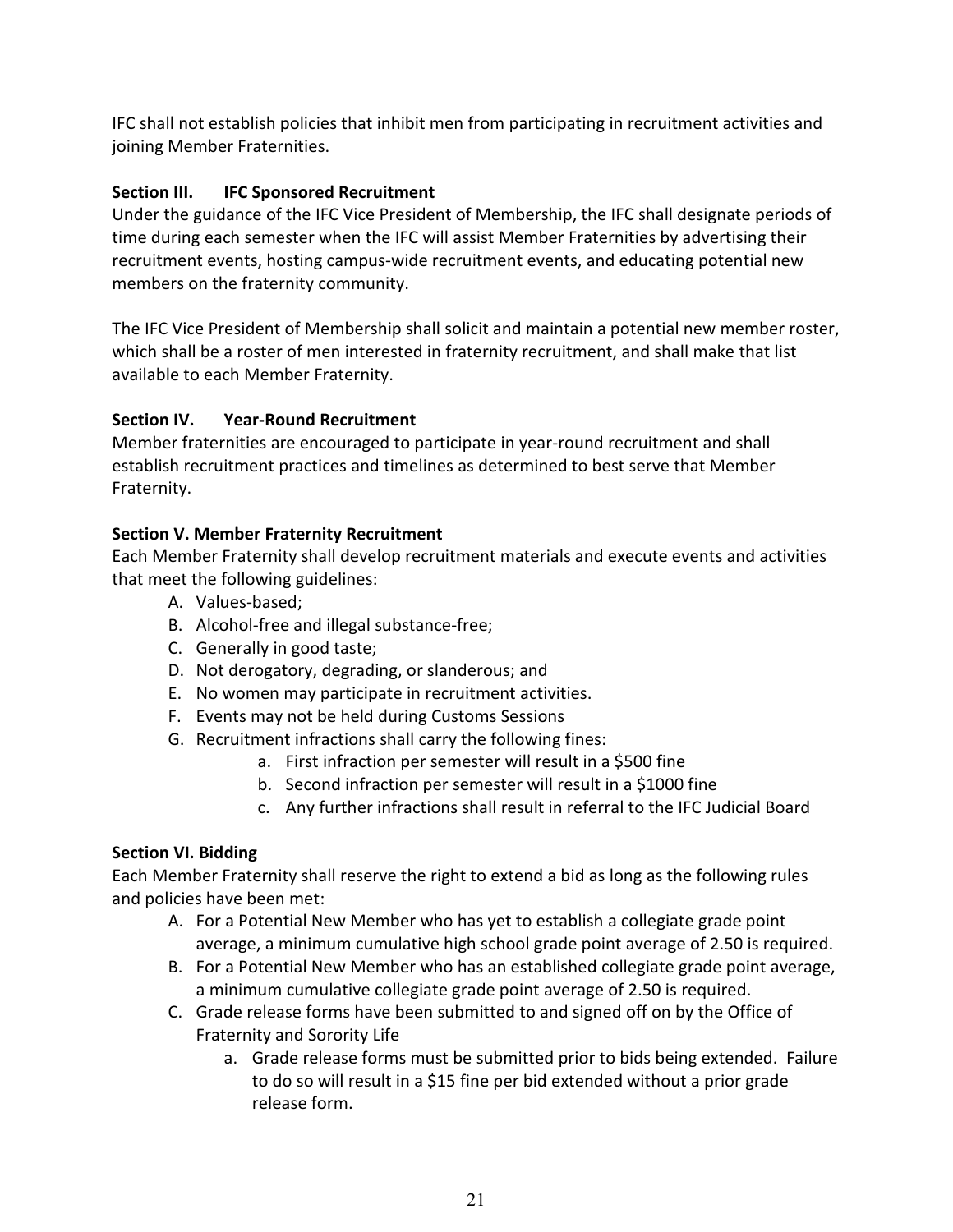IFC shall not establish policies that inhibit men from participating in recruitment activities and joining Member Fraternities.

**Section III. IFC Sponsored Recruitment**

Under the guidance of the IFC Vice President of Membership, the IFC shall designate periods of time during each semester when the IFC will assist Member Fraternities by advertising their recruitment events, hosting campus-wide recruitment events, and educating potential new members on the fraternity community.

The IFC Vice President of Membership shall solicit and maintain a potential new member roster, which shall be a roster of men interested in fraternity recruitment, and shall make that list available to each Member Fraternity.

**Section IV. Year-Round Recruitment**

Member fraternities are encouraged to participate in year-round recruitment and shall establish recruitment practices and timelines as determined to best serve that Member Fraternity.

**Section V. Member Fraternity Recruitment**

Each Member Fraternity shall develop recruitment materials and execute events and activities that meet the following guidelines:

A. Values-based;
B. Alcohol-free and illegal substance-free;
C. Generally in good taste;
D. Not derogatory, degrading, or slanderous; and
E. No women may participate in recruitment activities.
F. Events may not be held during Customs Sessions
G. Recruitment infractions shall carry the following fines:
    a. First infraction per semester will result in a $500 fine
    b. Second infraction per semester will result in a $1000 fine
    c. Any further infractions shall result in referral to the IFC Judicial Board

**Section VI. Bidding**

Each Member Fraternity shall reserve the right to extend a bid as long as the following rules and policies have been met:

A. For a Potential New Member who has yet to establish a collegiate grade point average, a minimum cumulative high school grade point average of 2.50 is required.
B. For a Potential New Member who has an established collegiate grade point average, a minimum cumulative collegiate grade point average of 2.50 is required.
C. Grade release forms have been submitted to and signed off on by the Office of Fraternity and Sorority Life
    a. Grade release forms must be submitted prior to bids being extended. Failure to do so will result in a $15 fine per bid extended without a prior grade release form.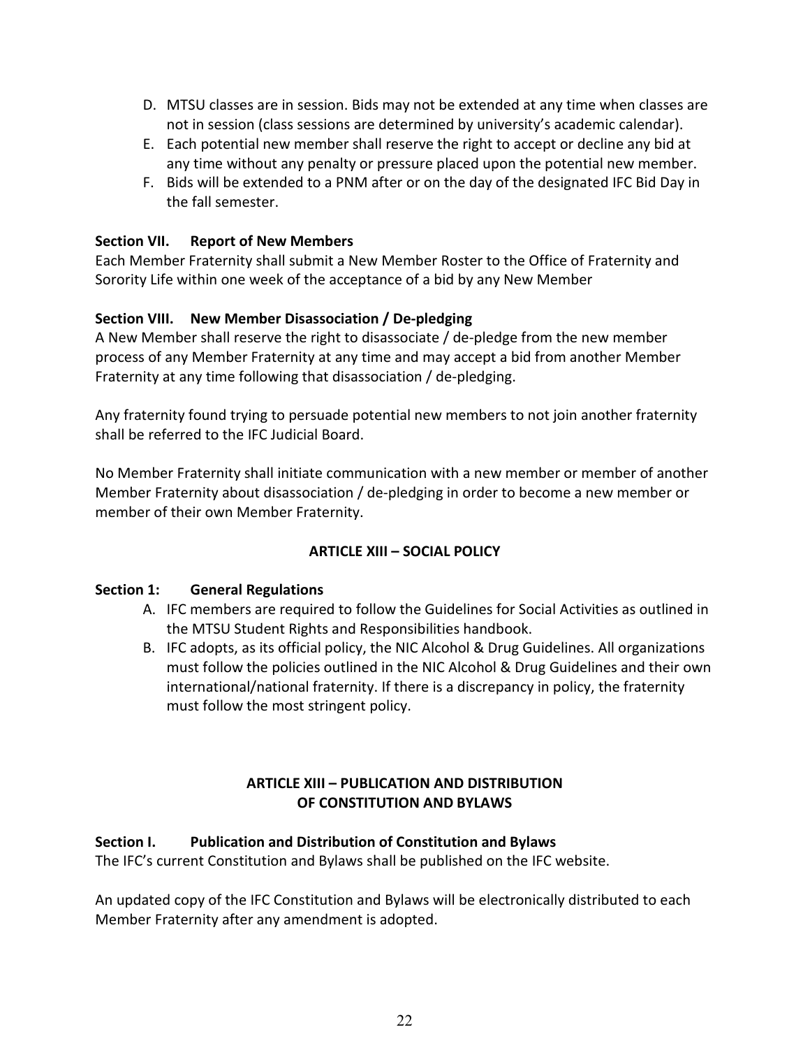D. MTSU classes are in session. Bids may not be extended at any time when classes are not in session (class sessions are determined by university's academic calendar).
E. Each potential new member shall reserve the right to accept or decline any bid at any time without any penalty or pressure placed upon the potential new member.
F. Bids will be extended to a PNM after or on the day of the designated IFC Bid Day in the fall semester.

**Section VII. Report of New Members**

Each Member Fraternity shall submit a New Member Roster to the Office of Fraternity and Sorority Life within one week of the acceptance of a bid by any New Member

**Section VIII. New Member Disassociation / De-pledging**

A New Member shall reserve the right to disassociate / de-pledge from the new member process of any Member Fraternity at any time and may accept a bid from another Member Fraternity at any time following that disassociation / de-pledging.

Any fraternity found trying to persuade potential new members to not join another fraternity shall be referred to the IFC Judicial Board.

No Member Fraternity shall initiate communication with a new member or member of another Member Fraternity about disassociation / de-pledging in order to become a new member or member of their own Member Fraternity.

## ARTICLE XIII – SOCIAL POLICY

**Section 1: General Regulations**

A. IFC members are required to follow the Guidelines for Social Activities as outlined in the MTSU Student Rights and Responsibilities handbook.
B. IFC adopts, as its official policy, the NIC Alcohol & Drug Guidelines. All organizations must follow the policies outlined in the NIC Alcohol & Drug Guidelines and their own international/national fraternity. If there is a discrepancy in policy, the fraternity must follow the most stringent policy.

## ARTICLE XIII – PUBLICATION AND DISTRIBUTION OF CONSTITUTION AND BYLAWS

**Section I. Publication and Distribution of Constitution and Bylaws**

The IFC's current Constitution and Bylaws shall be published on the IFC website.

An updated copy of the IFC Constitution and Bylaws will be electronically distributed to each Member Fraternity after any amendment is adopted.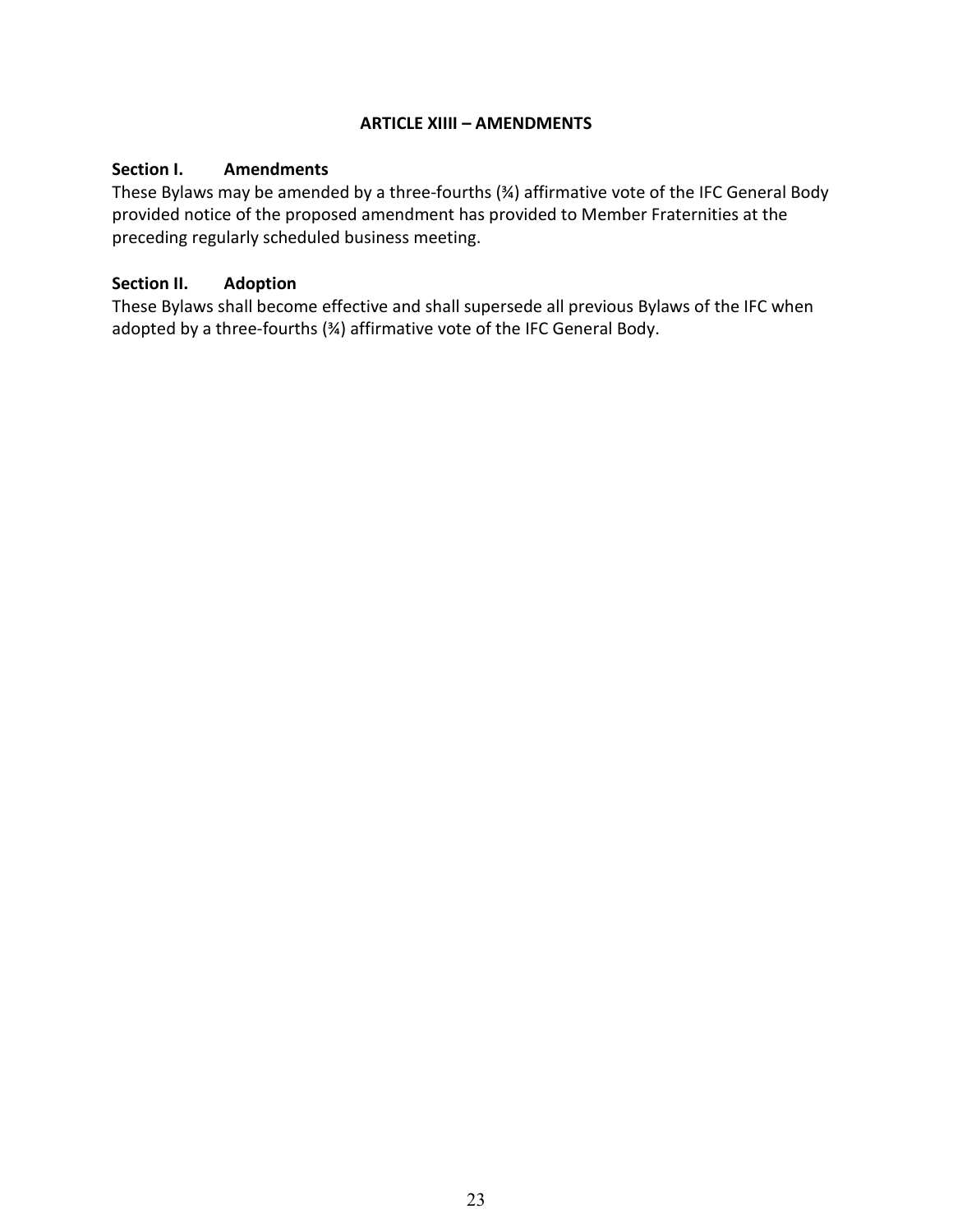## ARTICLE XIIII – AMENDMENTS

### Section I. Amendments

These Bylaws may be amended by a three-fourths (¾) affirmative vote of the IFC General Body provided notice of the proposed amendment has provided to Member Fraternities at the preceding regularly scheduled business meeting.

### Section II. Adoption

These Bylaws shall become effective and shall supersede all previous Bylaws of the IFC when adopted by a three-fourths (¾) affirmative vote of the IFC General Body.